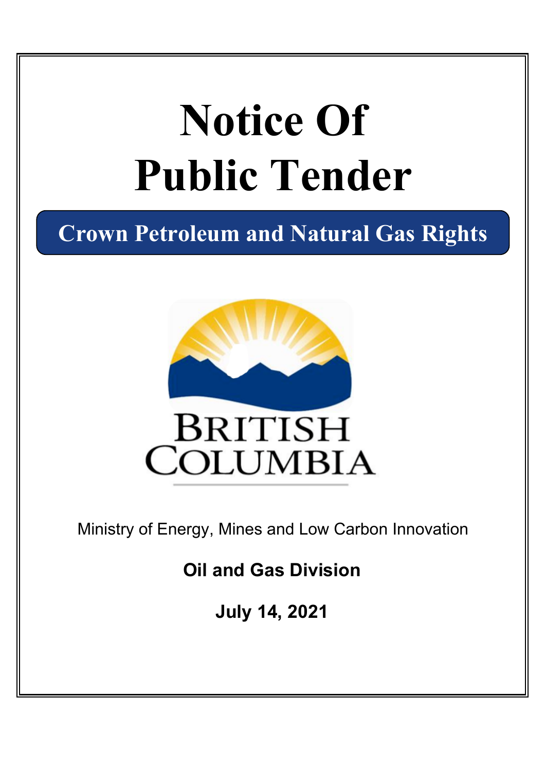# Notice Of Public Tender

## Crown Petroleum and Natural Gas Rights

BRITISH COLUMBIA

Ministry of Energy, Mines and Low Carbon Innovation

**Oil and Gas Division**

**July 14, 2021**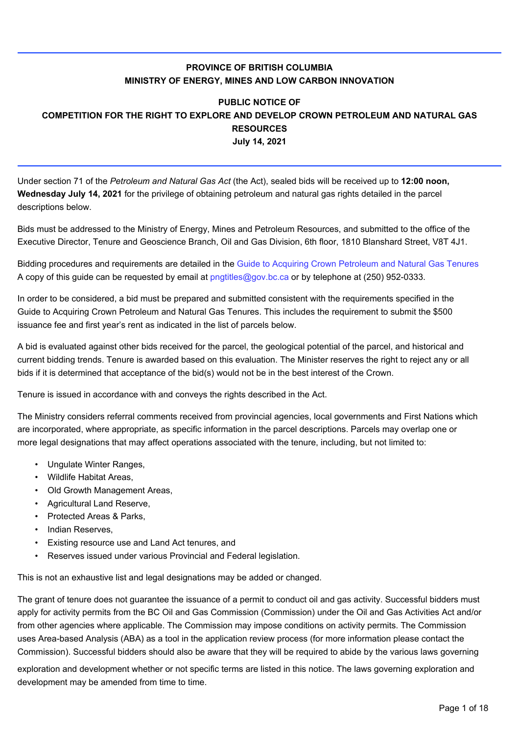**PROVINCE OF BRITISH COLUMBIA**
**MINISTRY OF ENERGY, MINES AND LOW CARBON INNOVATION**

**PUBLIC NOTICE OF**
**COMPETITION FOR THE RIGHT TO EXPLORE AND DEVELOP CROWN PETROLEUM AND NATURAL GAS RESOURCES**
**July 14, 2021**

Under section 71 of the *Petroleum and Natural Gas Act* (the Act), sealed bids will be received up to **12:00 noon, Wednesday July 14, 2021** for the privilege of obtaining petroleum and natural gas rights detailed in the parcel descriptions below.

Bids must be addressed to the Ministry of Energy, Mines and Petroleum Resources, and submitted to the office of the Executive Director, Tenure and Geoscience Branch, Oil and Gas Division, 6th floor, 1810 Blanshard Street, V8T 4J1.

Bidding procedures and requirements are detailed in the Guide to Acquiring Crown Petroleum and Natural Gas Tenures A copy of this guide can be requested by email at pngtitles@gov.bc.ca or by telephone at (250) 952-0333.

In order to be considered, a bid must be prepared and submitted consistent with the requirements specified in the Guide to Acquiring Crown Petroleum and Natural Gas Tenures. This includes the requirement to submit the $500 issuance fee and first year's rent as indicated in the list of parcels below.

A bid is evaluated against other bids received for the parcel, the geological potential of the parcel, and historical and current bidding trends. Tenure is awarded based on this evaluation. The Minister reserves the right to reject any or all bids if it is determined that acceptance of the bid(s) would not be in the best interest of the Crown.

Tenure is issued in accordance with and conveys the rights described in the Act.

The Ministry considers referral comments received from provincial agencies, local governments and First Nations which are incorporated, where appropriate, as specific information in the parcel descriptions. Parcels may overlap one or more legal designations that may affect operations associated with the tenure, including, but not limited to:

- Ungulate Winter Ranges,
- Wildlife Habitat Areas,
- Old Growth Management Areas,
- Agricultural Land Reserve,
- Protected Areas & Parks,
- Indian Reserves,
- Existing resource use and Land Act tenures, and
- Reserves issued under various Provincial and Federal legislation.

This is not an exhaustive list and legal designations may be added or changed.

The grant of tenure does not guarantee the issuance of a permit to conduct oil and gas activity. Successful bidders must apply for activity permits from the BC Oil and Gas Commission (Commission) under the Oil and Gas Activities Act and/or from other agencies where applicable. The Commission may impose conditions on activity permits. The Commission uses Area-based Analysis (ABA) as a tool in the application review process (for more information please contact the Commission). Successful bidders should also be aware that they will be required to abide by the various laws governing exploration and development whether or not specific terms are listed in this notice. The laws governing exploration and development may be amended from time to time.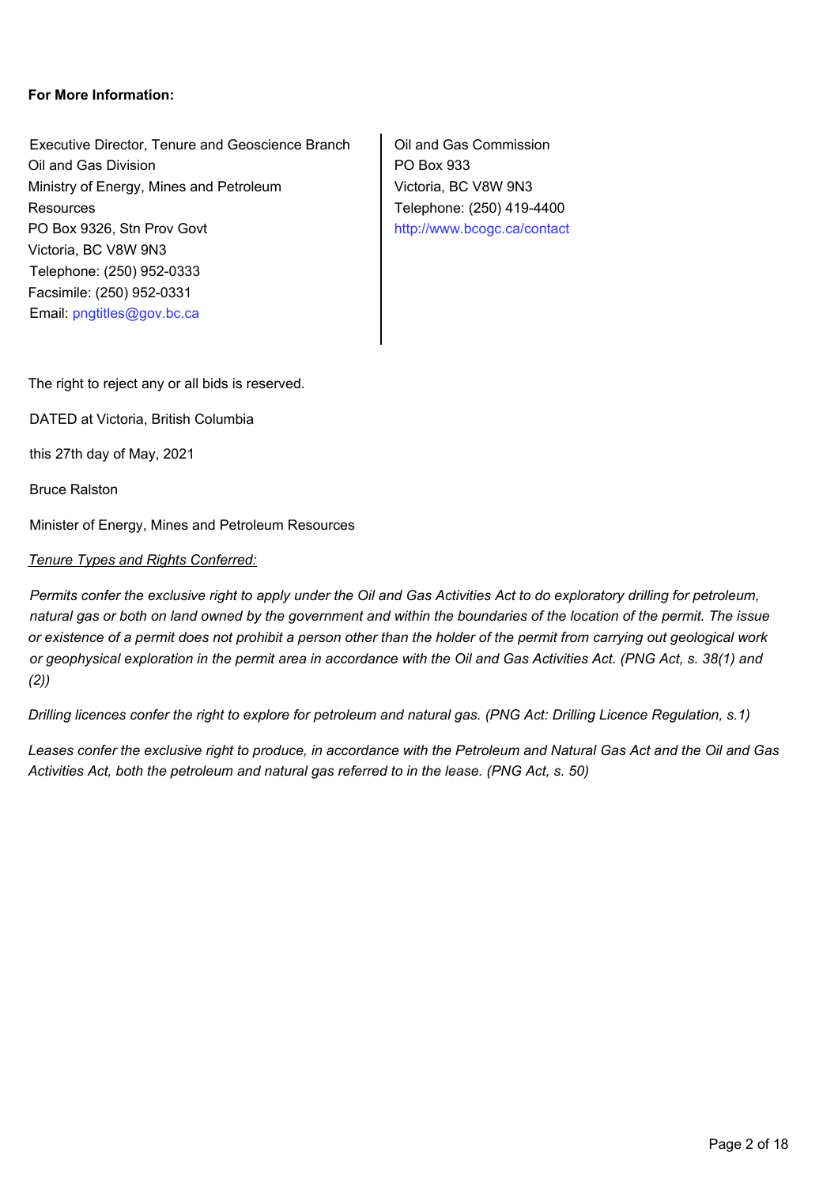**For More Information:**

Executive Director, Tenure and Geoscience Branch
Oil and Gas Division
Ministry of Energy, Mines and Petroleum Resources
PO Box 9326, Stn Prov Govt
Victoria, BC V8W 9N3
Telephone: (250) 952-0333
Facsimile: (250) 952-0331
Email: pngtitles@gov.bc.ca

Oil and Gas Commission
PO Box 933
Victoria, BC V8W 9N3
Telephone: (250) 419-4400
http://www.bcogc.ca/contact

The right to reject any or all bids is reserved.

DATED at Victoria, British Columbia

this 27th day of May, 2021

Bruce Ralston

Minister of Energy, Mines and Petroleum Resources

*Tenure Types and Rights Conferred:*

*Permits confer the exclusive right to apply under the Oil and Gas Activities Act to do exploratory drilling for petroleum, natural gas or both on land owned by the government and within the boundaries of the location of the permit. The issue or existence of a permit does not prohibit a person other than the holder of the permit from carrying out geological work or geophysical exploration in the permit area in accordance with the Oil and Gas Activities Act. (PNG Act, s. 38(1) and (2))*

*Drilling licences confer the right to explore for petroleum and natural gas. (PNG Act: Drilling Licence Regulation, s.1)*

*Leases confer the exclusive right to produce, in accordance with the Petroleum and Natural Gas Act and the Oil and Gas Activities Act, both the petroleum and natural gas referred to in the lease. (PNG Act, s. 50)*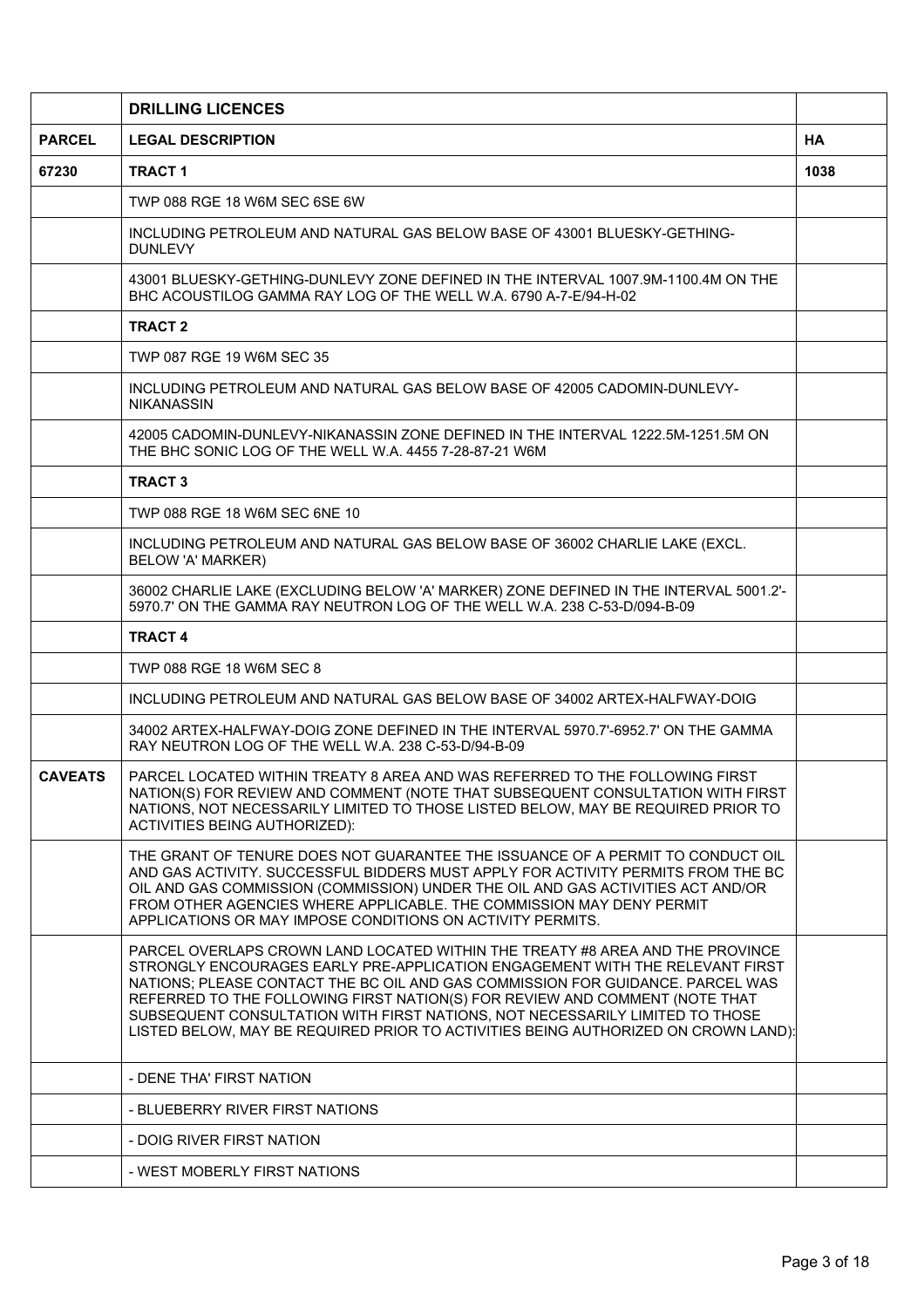| | DRILLING LICENCES | |
|---|---|---|
| **PARCEL** | **LEGAL DESCRIPTION** | **HA** |
| **67230** | **TRACT 1** | **1038** |
| | TWP 088 RGE 18 W6M SEC 6SE 6W | |
| | INCLUDING PETROLEUM AND NATURAL GAS BELOW BASE OF 43001 BLUESKY-GETHING-DUNLEVY | |
| | 43001 BLUESKY-GETHING-DUNLEVY ZONE DEFINED IN THE INTERVAL 1007.9M-1100.4M ON THE BHC ACOUSTILOG GAMMA RAY LOG OF THE WELL W.A. 6790 A-7-E/94-H-02 | |
| | **TRACT 2** | |
| | TWP 087 RGE 19 W6M SEC 35 | |
| | INCLUDING PETROLEUM AND NATURAL GAS BELOW BASE OF 42005 CADOMIN-DUNLEVY-NIKANASSIN | |
| | 42005 CADOMIN-DUNLEVY-NIKANASSIN ZONE DEFINED IN THE INTERVAL 1222.5M-1251.5M ON THE BHC SONIC LOG OF THE WELL W.A. 4455 7-28-87-21 W6M | |
| | **TRACT 3** | |
| | TWP 088 RGE 18 W6M SEC 6NE 10 | |
| | INCLUDING PETROLEUM AND NATURAL GAS BELOW BASE OF 36002 CHARLIE LAKE (EXCL. BELOW 'A' MARKER) | |
| | 36002 CHARLIE LAKE (EXCLUDING BELOW 'A' MARKER) ZONE DEFINED IN THE INTERVAL 5001.2'-5970.7' ON THE GAMMA RAY NEUTRON LOG OF THE WELL W.A. 238 C-53-D/094-B-09 | |
| | **TRACT 4** | |
| | TWP 088 RGE 18 W6M SEC 8 | |
| | INCLUDING PETROLEUM AND NATURAL GAS BELOW BASE OF 34002 ARTEX-HALFWAY-DOIG | |
| | 34002 ARTEX-HALFWAY-DOIG ZONE DEFINED IN THE INTERVAL 5970.7'-6952.7' ON THE GAMMA RAY NEUTRON LOG OF THE WELL W.A. 238 C-53-D/94-B-09 | |
| **CAVEATS** | PARCEL LOCATED WITHIN TREATY 8 AREA AND WAS REFERRED TO THE FOLLOWING FIRST NATION(S) FOR REVIEW AND COMMENT (NOTE THAT SUBSEQUENT CONSULTATION WITH FIRST NATIONS, NOT NECESSARILY LIMITED TO THOSE LISTED BELOW, MAY BE REQUIRED PRIOR TO ACTIVITIES BEING AUTHORIZED): | |
| | THE GRANT OF TENURE DOES NOT GUARANTEE THE ISSUANCE OF A PERMIT TO CONDUCT OIL AND GAS ACTIVITY. SUCCESSFUL BIDDERS MUST APPLY FOR ACTIVITY PERMITS FROM THE BC OIL AND GAS COMMISSION (COMMISSION) UNDER THE OIL AND GAS ACTIVITIES ACT AND/OR FROM OTHER AGENCIES WHERE APPLICABLE. THE COMMISSION MAY DENY PERMIT APPLICATIONS OR MAY IMPOSE CONDITIONS ON ACTIVITY PERMITS. | |
| | PARCEL OVERLAPS CROWN LAND LOCATED WITHIN THE TREATY #8 AREA AND THE PROVINCE STRONGLY ENCOURAGES EARLY PRE-APPLICATION ENGAGEMENT WITH THE RELEVANT FIRST NATIONS; PLEASE CONTACT THE BC OIL AND GAS COMMISSION FOR GUIDANCE. PARCEL WAS REFERRED TO THE FOLLOWING FIRST NATION(S) FOR REVIEW AND COMMENT (NOTE THAT SUBSEQUENT CONSULTATION WITH FIRST NATIONS, NOT NECESSARILY LIMITED TO THOSE LISTED BELOW, MAY BE REQUIRED PRIOR TO ACTIVITIES BEING AUTHORIZED ON CROWN LAND): | |
| | - DENE THA' FIRST NATION | |
| | - BLUEBERRY RIVER FIRST NATIONS | |
| | - DOIG RIVER FIRST NATION | |
| | - WEST MOBERLY FIRST NATIONS | |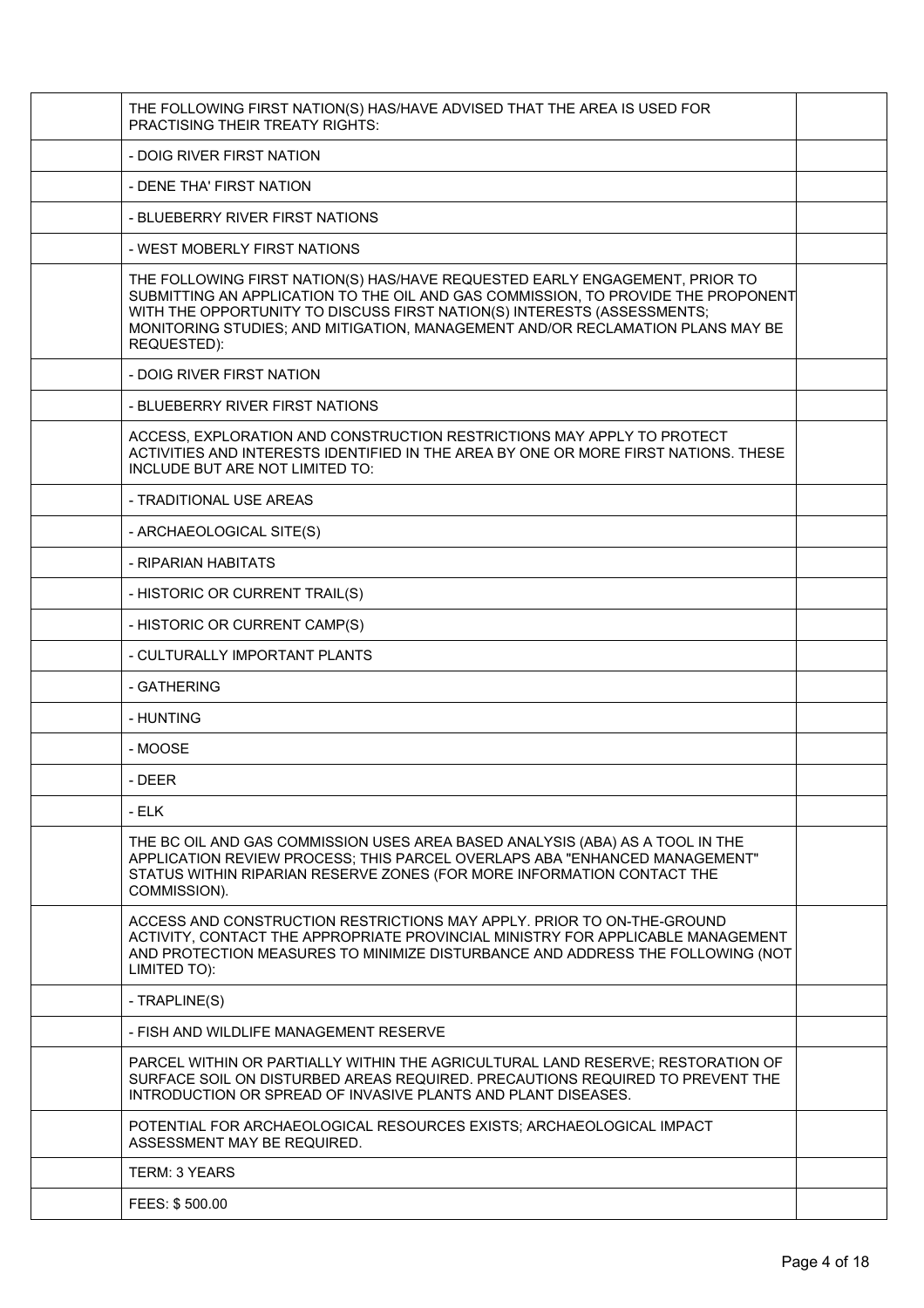| | | |
|---|---|---|
| | THE FOLLOWING FIRST NATION(S) HAS/HAVE ADVISED THAT THE AREA IS USED FOR PRACTISING THEIR TREATY RIGHTS: | |
| | - DOIG RIVER FIRST NATION | |
| | - DENE THA' FIRST NATION | |
| | - BLUEBERRY RIVER FIRST NATIONS | |
| | - WEST MOBERLY FIRST NATIONS | |
| | THE FOLLOWING FIRST NATION(S) HAS/HAVE REQUESTED EARLY ENGAGEMENT, PRIOR TO SUBMITTING AN APPLICATION TO THE OIL AND GAS COMMISSION, TO PROVIDE THE PROPONENT WITH THE OPPORTUNITY TO DISCUSS FIRST NATION(S) INTERESTS (ASSESSMENTS; MONITORING STUDIES; AND MITIGATION, MANAGEMENT AND/OR RECLAMATION PLANS MAY BE REQUESTED): | |
| | - DOIG RIVER FIRST NATION | |
| | - BLUEBERRY RIVER FIRST NATIONS | |
| | ACCESS, EXPLORATION AND CONSTRUCTION RESTRICTIONS MAY APPLY TO PROTECT ACTIVITIES AND INTERESTS IDENTIFIED IN THE AREA BY ONE OR MORE FIRST NATIONS. THESE INCLUDE BUT ARE NOT LIMITED TO: | |
| | - TRADITIONAL USE AREAS | |
| | - ARCHAEOLOGICAL SITE(S) | |
| | - RIPARIAN HABITATS | |
| | - HISTORIC OR CURRENT TRAIL(S) | |
| | - HISTORIC OR CURRENT CAMP(S) | |
| | - CULTURALLY IMPORTANT PLANTS | |
| | - GATHERING | |
| | - HUNTING | |
| | - MOOSE | |
| | - DEER | |
| | - ELK | |
| | THE BC OIL AND GAS COMMISSION USES AREA BASED ANALYSIS (ABA) AS A TOOL IN THE APPLICATION REVIEW PROCESS; THIS PARCEL OVERLAPS ABA "ENHANCED MANAGEMENT" STATUS WITHIN RIPARIAN RESERVE ZONES (FOR MORE INFORMATION CONTACT THE COMMISSION). | |
| | ACCESS AND CONSTRUCTION RESTRICTIONS MAY APPLY. PRIOR TO ON-THE-GROUND ACTIVITY, CONTACT THE APPROPRIATE PROVINCIAL MINISTRY FOR APPLICABLE MANAGEMENT AND PROTECTION MEASURES TO MINIMIZE DISTURBANCE AND ADDRESS THE FOLLOWING (NOT LIMITED TO): | |
| | - TRAPLINE(S) | |
| | - FISH AND WILDLIFE MANAGEMENT RESERVE | |
| | PARCEL WITHIN OR PARTIALLY WITHIN THE AGRICULTURAL LAND RESERVE; RESTORATION OF SURFACE SOIL ON DISTURBED AREAS REQUIRED. PRECAUTIONS REQUIRED TO PREVENT THE INTRODUCTION OR SPREAD OF INVASIVE PLANTS AND PLANT DISEASES. | |
| | POTENTIAL FOR ARCHAEOLOGICAL RESOURCES EXISTS; ARCHAEOLOGICAL IMPACT ASSESSMENT MAY BE REQUIRED. | |
| | TERM: 3 YEARS | |
| | FEES: $ 500.00 | |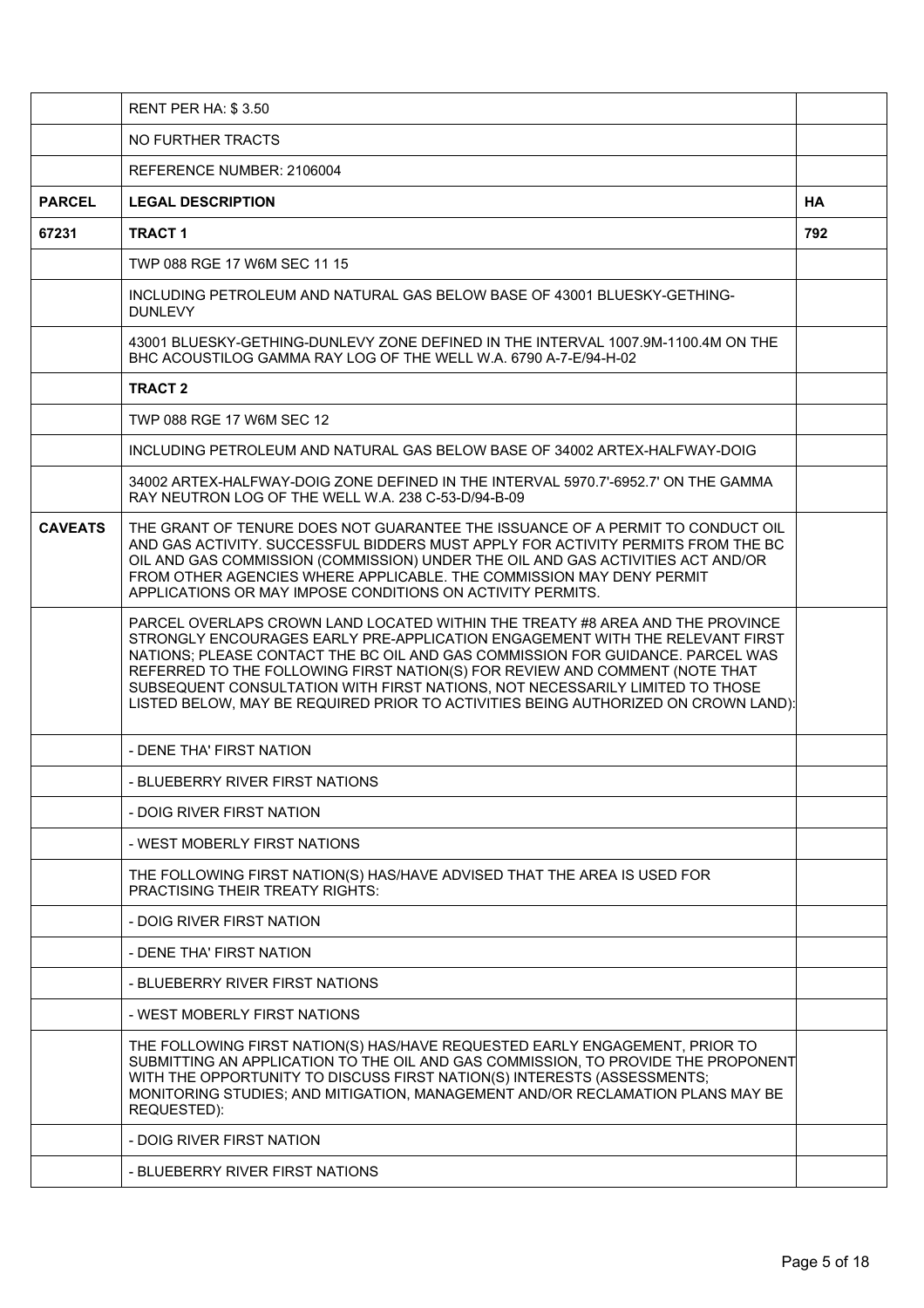|  | RENT PER HA: $ 3.50 |  |
|---|---|---|
|  | NO FURTHER TRACTS |  |
|  | REFERENCE NUMBER: 2106004 |  |
| **PARCEL** | **LEGAL DESCRIPTION** | **HA** |
| **67231** | **TRACT 1** | **792** |
|  | TWP 088 RGE 17 W6M SEC 11 15 |  |
|  | INCLUDING PETROLEUM AND NATURAL GAS BELOW BASE OF 43001 BLUESKY-GETHING-DUNLEVY |  |
|  | 43001 BLUESKY-GETHING-DUNLEVY ZONE DEFINED IN THE INTERVAL 1007.9M-1100.4M ON THE BHC ACOUSTILOG GAMMA RAY LOG OF THE WELL W.A. 6790 A-7-E/94-H-02 |  |
|  | **TRACT 2** |  |
|  | TWP 088 RGE 17 W6M SEC 12 |  |
|  | INCLUDING PETROLEUM AND NATURAL GAS BELOW BASE OF 34002 ARTEX-HALFWAY-DOIG |  |
|  | 34002 ARTEX-HALFWAY-DOIG ZONE DEFINED IN THE INTERVAL 5970.7'-6952.7' ON THE GAMMA RAY NEUTRON LOG OF THE WELL W.A. 238 C-53-D/94-B-09 |  |
| **CAVEATS** | THE GRANT OF TENURE DOES NOT GUARANTEE THE ISSUANCE OF A PERMIT TO CONDUCT OIL AND GAS ACTIVITY. SUCCESSFUL BIDDERS MUST APPLY FOR ACTIVITY PERMITS FROM THE BC OIL AND GAS COMMISSION (COMMISSION) UNDER THE OIL AND GAS ACTIVITIES ACT AND/OR FROM OTHER AGENCIES WHERE APPLICABLE. THE COMMISSION MAY DENY PERMIT APPLICATIONS OR MAY IMPOSE CONDITIONS ON ACTIVITY PERMITS. |  |
|  | PARCEL OVERLAPS CROWN LAND LOCATED WITHIN THE TREATY #8 AREA AND THE PROVINCE STRONGLY ENCOURAGES EARLY PRE-APPLICATION ENGAGEMENT WITH THE RELEVANT FIRST NATIONS; PLEASE CONTACT THE BC OIL AND GAS COMMISSION FOR GUIDANCE. PARCEL WAS REFERRED TO THE FOLLOWING FIRST NATION(S) FOR REVIEW AND COMMENT (NOTE THAT SUBSEQUENT CONSULTATION WITH FIRST NATIONS, NOT NECESSARILY LIMITED TO THOSE LISTED BELOW, MAY BE REQUIRED PRIOR TO ACTIVITIES BEING AUTHORIZED ON CROWN LAND): |  |
|  | - DENE THA' FIRST NATION |  |
|  | - BLUEBERRY RIVER FIRST NATIONS |  |
|  | - DOIG RIVER FIRST NATION |  |
|  | - WEST MOBERLY FIRST NATIONS |  |
|  | THE FOLLOWING FIRST NATION(S) HAS/HAVE ADVISED THAT THE AREA IS USED FOR PRACTISING THEIR TREATY RIGHTS: |  |
|  | - DOIG RIVER FIRST NATION |  |
|  | - DENE THA' FIRST NATION |  |
|  | - BLUEBERRY RIVER FIRST NATIONS |  |
|  | - WEST MOBERLY FIRST NATIONS |  |
|  | THE FOLLOWING FIRST NATION(S) HAS/HAVE REQUESTED EARLY ENGAGEMENT, PRIOR TO SUBMITTING AN APPLICATION TO THE OIL AND GAS COMMISSION, TO PROVIDE THE PROPONENT WITH THE OPPORTUNITY TO DISCUSS FIRST NATION(S) INTERESTS (ASSESSMENTS; MONITORING STUDIES; AND MITIGATION, MANAGEMENT AND/OR RECLAMATION PLANS MAY BE REQUESTED): |  |
|  | - DOIG RIVER FIRST NATION |  |
|  | - BLUEBERRY RIVER FIRST NATIONS |  |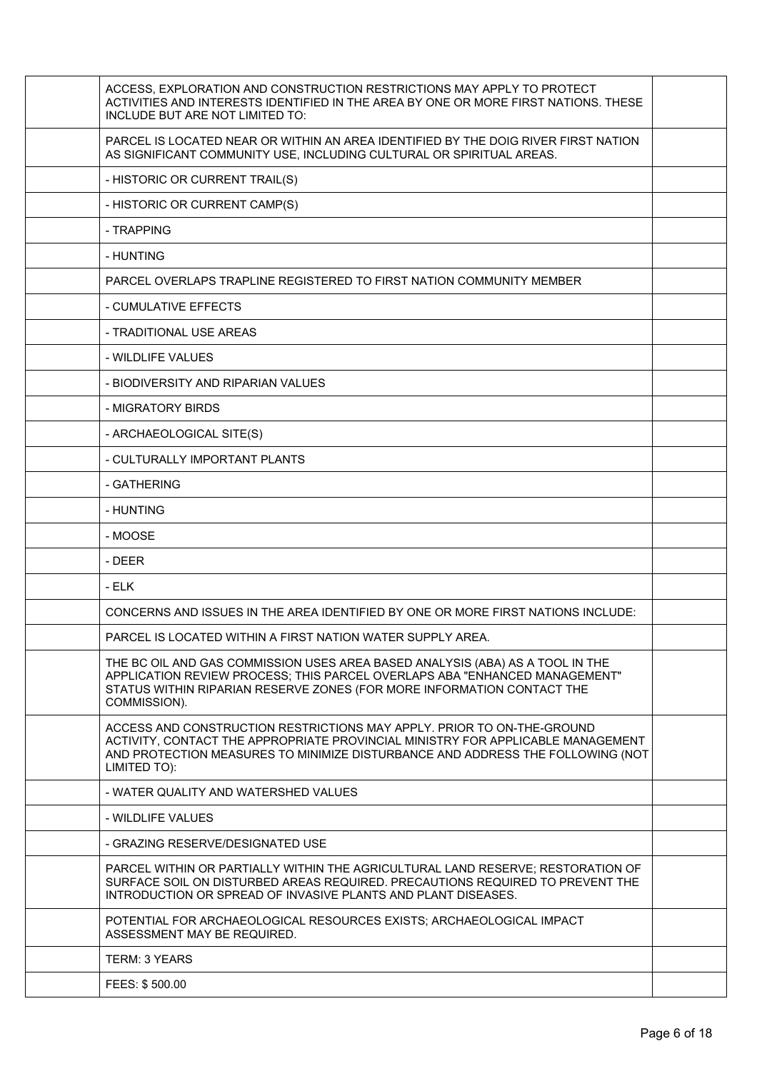| | | |
|---|---|---|
| | ACCESS, EXPLORATION AND CONSTRUCTION RESTRICTIONS MAY APPLY TO PROTECT ACTIVITIES AND INTERESTS IDENTIFIED IN THE AREA BY ONE OR MORE FIRST NATIONS. THESE INCLUDE BUT ARE NOT LIMITED TO: | |
| | PARCEL IS LOCATED NEAR OR WITHIN AN AREA IDENTIFIED BY THE DOIG RIVER FIRST NATION AS SIGNIFICANT COMMUNITY USE, INCLUDING CULTURAL OR SPIRITUAL AREAS. | |
| | - HISTORIC OR CURRENT TRAIL(S) | |
| | - HISTORIC OR CURRENT CAMP(S) | |
| | - TRAPPING | |
| | - HUNTING | |
| | PARCEL OVERLAPS TRAPLINE REGISTERED TO FIRST NATION COMMUNITY MEMBER | |
| | - CUMULATIVE EFFECTS | |
| | - TRADITIONAL USE AREAS | |
| | - WILDLIFE VALUES | |
| | - BIODIVERSITY AND RIPARIAN VALUES | |
| | - MIGRATORY BIRDS | |
| | - ARCHAEOLOGICAL SITE(S) | |
| | - CULTURALLY IMPORTANT PLANTS | |
| | - GATHERING | |
| | - HUNTING | |
| | - MOOSE | |
| | - DEER | |
| | - ELK | |
| | CONCERNS AND ISSUES IN THE AREA IDENTIFIED BY ONE OR MORE FIRST NATIONS INCLUDE: | |
| | PARCEL IS LOCATED WITHIN A FIRST NATION WATER SUPPLY AREA. | |
| | THE BC OIL AND GAS COMMISSION USES AREA BASED ANALYSIS (ABA) AS A TOOL IN THE APPLICATION REVIEW PROCESS; THIS PARCEL OVERLAPS ABA "ENHANCED MANAGEMENT" STATUS WITHIN RIPARIAN RESERVE ZONES (FOR MORE INFORMATION CONTACT THE COMMISSION). | |
| | ACCESS AND CONSTRUCTION RESTRICTIONS MAY APPLY. PRIOR TO ON-THE-GROUND ACTIVITY, CONTACT THE APPROPRIATE PROVINCIAL MINISTRY FOR APPLICABLE MANAGEMENT AND PROTECTION MEASURES TO MINIMIZE DISTURBANCE AND ADDRESS THE FOLLOWING (NOT LIMITED TO): | |
| | - WATER QUALITY AND WATERSHED VALUES | |
| | - WILDLIFE VALUES | |
| | - GRAZING RESERVE/DESIGNATED USE | |
| | PARCEL WITHIN OR PARTIALLY WITHIN THE AGRICULTURAL LAND RESERVE; RESTORATION OF SURFACE SOIL ON DISTURBED AREAS REQUIRED. PRECAUTIONS REQUIRED TO PREVENT THE INTRODUCTION OR SPREAD OF INVASIVE PLANTS AND PLANT DISEASES. | |
| | POTENTIAL FOR ARCHAEOLOGICAL RESOURCES EXISTS; ARCHAEOLOGICAL IMPACT ASSESSMENT MAY BE REQUIRED. | |
| | TERM: 3 YEARS | |
| | FEES: $ 500.00 | |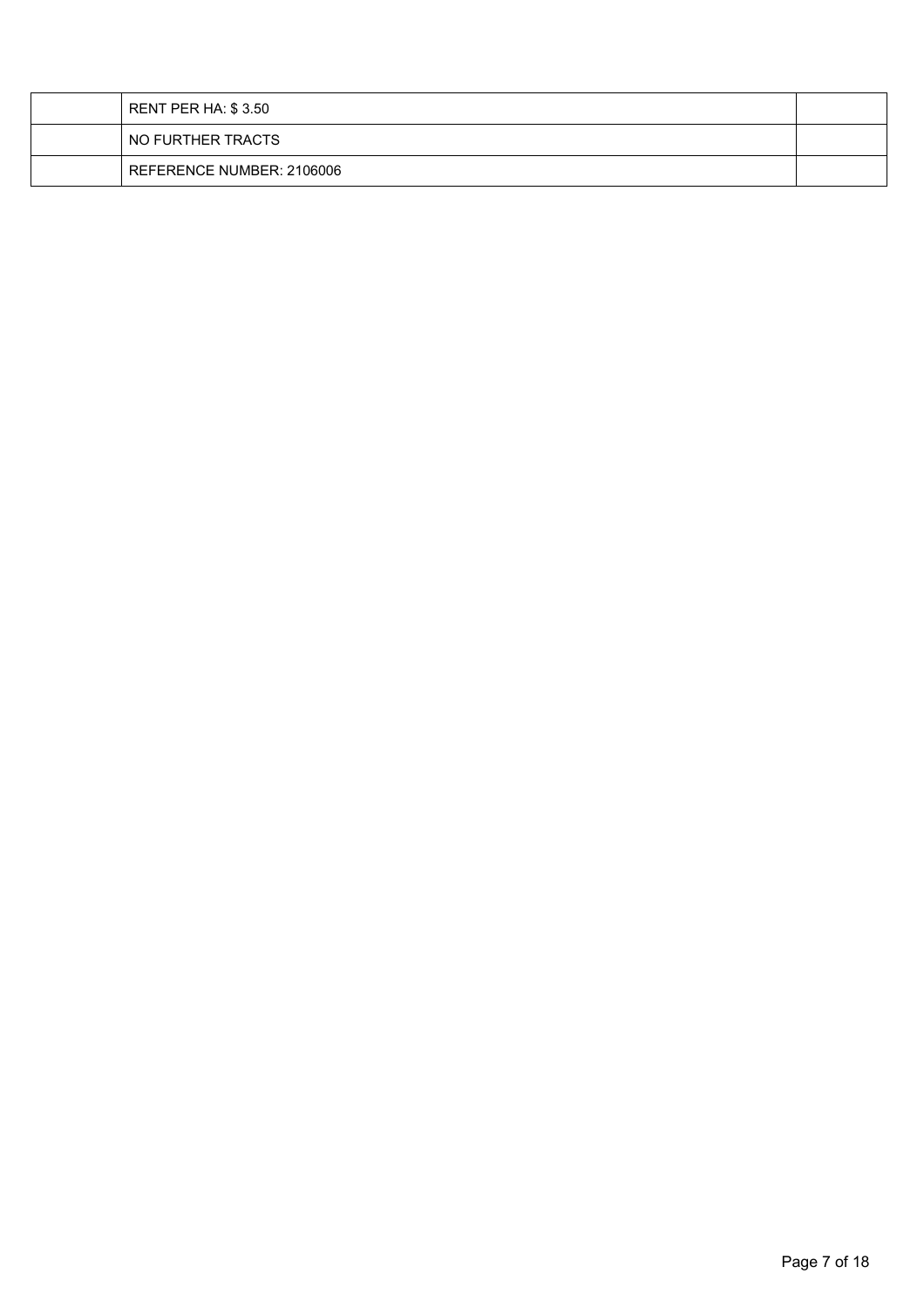| | | |
|---|---|---|
| | RENT PER HA: $ 3.50 | |
| | NO FURTHER TRACTS | |
| | REFERENCE NUMBER: 2106006 | |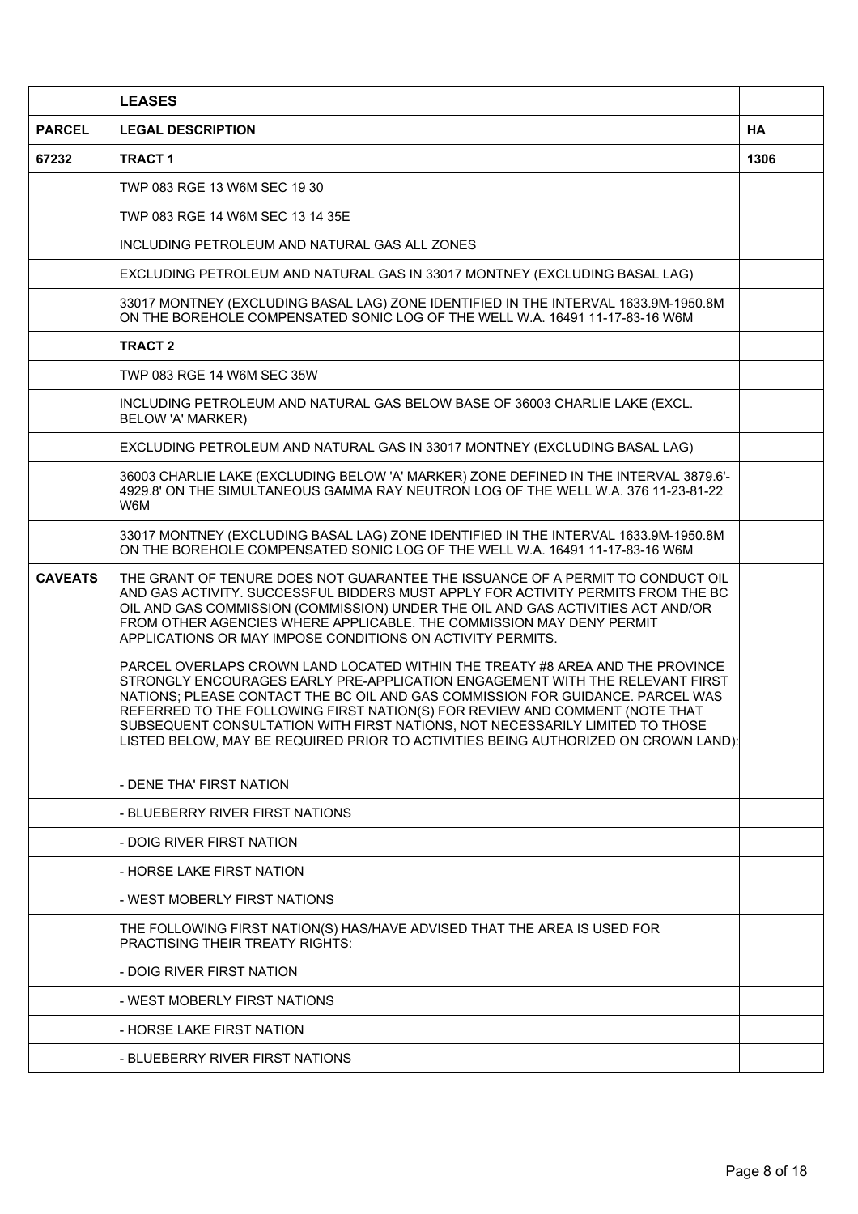| | **LEASES** | |
|---|---|---|
| **PARCEL** | **LEGAL DESCRIPTION** | **HA** |
| **67232** | **TRACT 1** | **1306** |
| | TWP 083 RGE 13 W6M SEC 19 30 | |
| | TWP 083 RGE 14 W6M SEC 13 14 35E | |
| | INCLUDING PETROLEUM AND NATURAL GAS ALL ZONES | |
| | EXCLUDING PETROLEUM AND NATURAL GAS IN 33017 MONTNEY (EXCLUDING BASAL LAG) | |
| | 33017 MONTNEY (EXCLUDING BASAL LAG) ZONE IDENTIFIED IN THE INTERVAL 1633.9M-1950.8M ON THE BOREHOLE COMPENSATED SONIC LOG OF THE WELL W.A. 16491 11-17-83-16 W6M | |
| | **TRACT 2** | |
| | TWP 083 RGE 14 W6M SEC 35W | |
| | INCLUDING PETROLEUM AND NATURAL GAS BELOW BASE OF 36003 CHARLIE LAKE (EXCL. BELOW 'A' MARKER) | |
| | EXCLUDING PETROLEUM AND NATURAL GAS IN 33017 MONTNEY (EXCLUDING BASAL LAG) | |
| | 36003 CHARLIE LAKE (EXCLUDING BELOW 'A' MARKER) ZONE DEFINED IN THE INTERVAL 3879.6'-4929.8' ON THE SIMULTANEOUS GAMMA RAY NEUTRON LOG OF THE WELL W.A. 376 11-23-81-22 W6M | |
| | 33017 MONTNEY (EXCLUDING BASAL LAG) ZONE IDENTIFIED IN THE INTERVAL 1633.9M-1950.8M ON THE BOREHOLE COMPENSATED SONIC LOG OF THE WELL W.A. 16491 11-17-83-16 W6M | |
| **CAVEATS** | THE GRANT OF TENURE DOES NOT GUARANTEE THE ISSUANCE OF A PERMIT TO CONDUCT OIL AND GAS ACTIVITY. SUCCESSFUL BIDDERS MUST APPLY FOR ACTIVITY PERMITS FROM THE BC OIL AND GAS COMMISSION (COMMISSION) UNDER THE OIL AND GAS ACTIVITIES ACT AND/OR FROM OTHER AGENCIES WHERE APPLICABLE. THE COMMISSION MAY DENY PERMIT APPLICATIONS OR MAY IMPOSE CONDITIONS ON ACTIVITY PERMITS. | |
| | PARCEL OVERLAPS CROWN LAND LOCATED WITHIN THE TREATY #8 AREA AND THE PROVINCE STRONGLY ENCOURAGES EARLY PRE-APPLICATION ENGAGEMENT WITH THE RELEVANT FIRST NATIONS; PLEASE CONTACT THE BC OIL AND GAS COMMISSION FOR GUIDANCE. PARCEL WAS REFERRED TO THE FOLLOWING FIRST NATION(S) FOR REVIEW AND COMMENT (NOTE THAT SUBSEQUENT CONSULTATION WITH FIRST NATIONS, NOT NECESSARILY LIMITED TO THOSE LISTED BELOW, MAY BE REQUIRED PRIOR TO ACTIVITIES BEING AUTHORIZED ON CROWN LAND): | |
| | - DENE THA' FIRST NATION | |
| | - BLUEBERRY RIVER FIRST NATIONS | |
| | - DOIG RIVER FIRST NATION | |
| | - HORSE LAKE FIRST NATION | |
| | - WEST MOBERLY FIRST NATIONS | |
| | THE FOLLOWING FIRST NATION(S) HAS/HAVE ADVISED THAT THE AREA IS USED FOR PRACTISING THEIR TREATY RIGHTS: | |
| | - DOIG RIVER FIRST NATION | |
| | - WEST MOBERLY FIRST NATIONS | |
| | - HORSE LAKE FIRST NATION | |
| | - BLUEBERRY RIVER FIRST NATIONS | |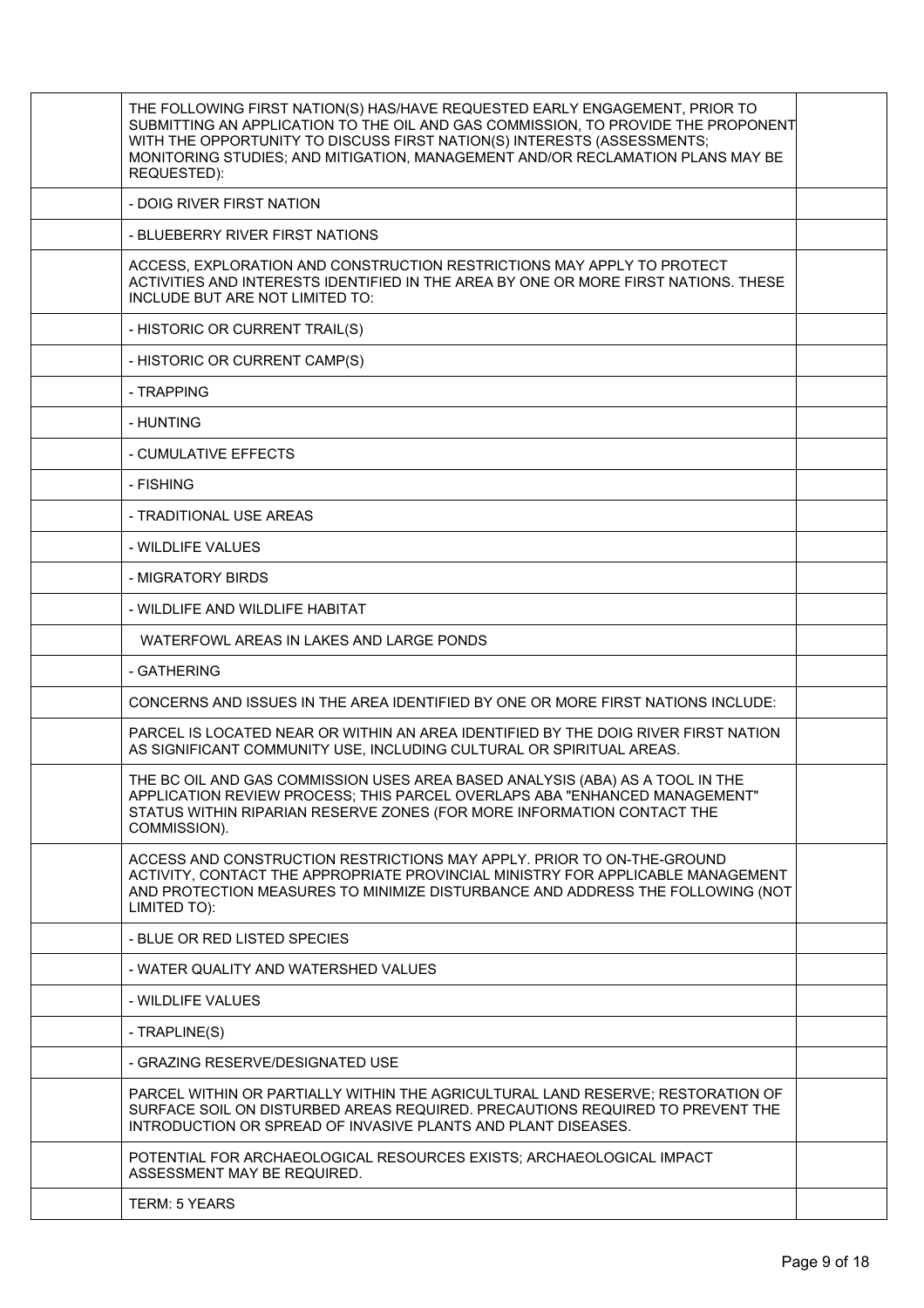| | | |
|---|---|---|
| | THE FOLLOWING FIRST NATION(S) HAS/HAVE REQUESTED EARLY ENGAGEMENT, PRIOR TO SUBMITTING AN APPLICATION TO THE OIL AND GAS COMMISSION, TO PROVIDE THE PROPONENT WITH THE OPPORTUNITY TO DISCUSS FIRST NATION(S) INTERESTS (ASSESSMENTS; MONITORING STUDIES; AND MITIGATION, MANAGEMENT AND/OR RECLAMATION PLANS MAY BE REQUESTED): | |
| | - DOIG RIVER FIRST NATION | |
| | - BLUEBERRY RIVER FIRST NATIONS | |
| | ACCESS, EXPLORATION AND CONSTRUCTION RESTRICTIONS MAY APPLY TO PROTECT ACTIVITIES AND INTERESTS IDENTIFIED IN THE AREA BY ONE OR MORE FIRST NATIONS. THESE INCLUDE BUT ARE NOT LIMITED TO: | |
| | - HISTORIC OR CURRENT TRAIL(S) | |
| | - HISTORIC OR CURRENT CAMP(S) | |
| | - TRAPPING | |
| | - HUNTING | |
| | - CUMULATIVE EFFECTS | |
| | - FISHING | |
| | - TRADITIONAL USE AREAS | |
| | - WILDLIFE VALUES | |
| | - MIGRATORY BIRDS | |
| | - WILDLIFE AND WILDLIFE HABITAT | |
| | WATERFOWL AREAS IN LAKES AND LARGE PONDS | |
| | - GATHERING | |
| | CONCERNS AND ISSUES IN THE AREA IDENTIFIED BY ONE OR MORE FIRST NATIONS INCLUDE: | |
| | PARCEL IS LOCATED NEAR OR WITHIN AN AREA IDENTIFIED BY THE DOIG RIVER FIRST NATION AS SIGNIFICANT COMMUNITY USE, INCLUDING CULTURAL OR SPIRITUAL AREAS. | |
| | THE BC OIL AND GAS COMMISSION USES AREA BASED ANALYSIS (ABA) AS A TOOL IN THE APPLICATION REVIEW PROCESS; THIS PARCEL OVERLAPS ABA "ENHANCED MANAGEMENT" STATUS WITHIN RIPARIAN RESERVE ZONES (FOR MORE INFORMATION CONTACT THE COMMISSION). | |
| | ACCESS AND CONSTRUCTION RESTRICTIONS MAY APPLY. PRIOR TO ON-THE-GROUND ACTIVITY, CONTACT THE APPROPRIATE PROVINCIAL MINISTRY FOR APPLICABLE MANAGEMENT AND PROTECTION MEASURES TO MINIMIZE DISTURBANCE AND ADDRESS THE FOLLOWING (NOT LIMITED TO): | |
| | - BLUE OR RED LISTED SPECIES | |
| | - WATER QUALITY AND WATERSHED VALUES | |
| | - WILDLIFE VALUES | |
| | - TRAPLINE(S) | |
| | - GRAZING RESERVE/DESIGNATED USE | |
| | PARCEL WITHIN OR PARTIALLY WITHIN THE AGRICULTURAL LAND RESERVE; RESTORATION OF SURFACE SOIL ON DISTURBED AREAS REQUIRED. PRECAUTIONS REQUIRED TO PREVENT THE INTRODUCTION OR SPREAD OF INVASIVE PLANTS AND PLANT DISEASES. | |
| | POTENTIAL FOR ARCHAEOLOGICAL RESOURCES EXISTS; ARCHAEOLOGICAL IMPACT ASSESSMENT MAY BE REQUIRED. | |
| | TERM: 5 YEARS | |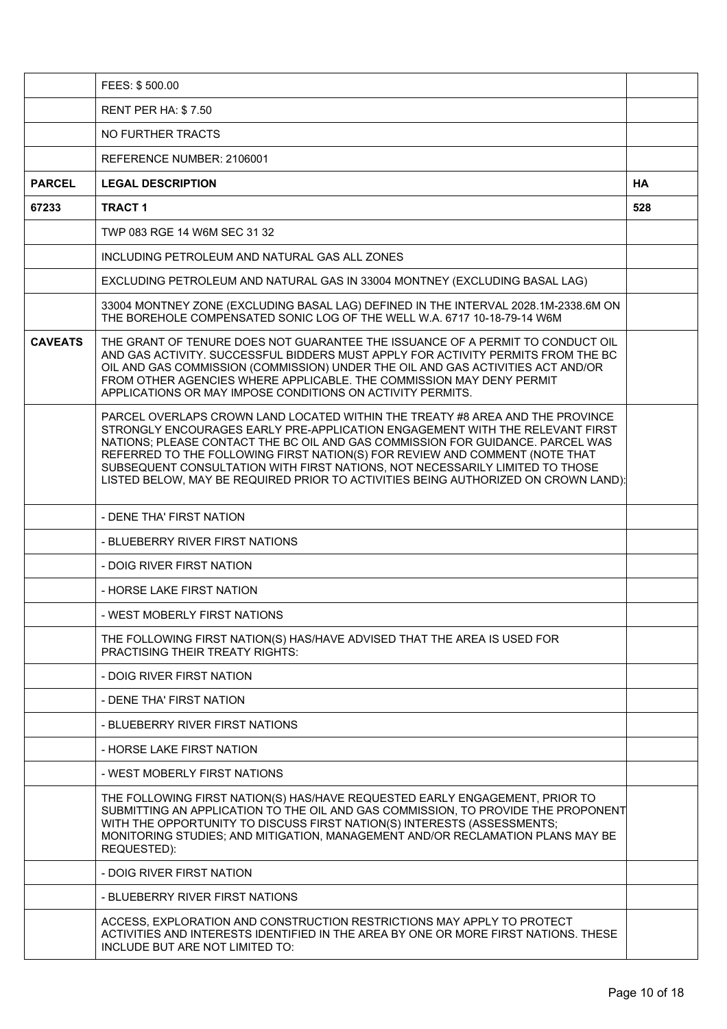|  | FEES: $ 500.00 |  |
|---|---|---|
|  | RENT PER HA: $ 7.50 |  |
|  | NO FURTHER TRACTS |  |
|  | REFERENCE NUMBER: 2106001 |  |
| **PARCEL** | **LEGAL DESCRIPTION** | **HA** |
| **67233** | **TRACT 1** | **528** |
|  | TWP 083 RGE 14 W6M SEC 31 32 |  |
|  | INCLUDING PETROLEUM AND NATURAL GAS ALL ZONES |  |
|  | EXCLUDING PETROLEUM AND NATURAL GAS IN 33004 MONTNEY (EXCLUDING BASAL LAG) |  |
|  | 33004 MONTNEY ZONE (EXCLUDING BASAL LAG) DEFINED IN THE INTERVAL 2028.1M-2338.6M ON THE BOREHOLE COMPENSATED SONIC LOG OF THE WELL W.A. 6717 10-18-79-14 W6M |  |
| **CAVEATS** | THE GRANT OF TENURE DOES NOT GUARANTEE THE ISSUANCE OF A PERMIT TO CONDUCT OIL AND GAS ACTIVITY. SUCCESSFUL BIDDERS MUST APPLY FOR ACTIVITY PERMITS FROM THE BC OIL AND GAS COMMISSION (COMMISSION) UNDER THE OIL AND GAS ACTIVITIES ACT AND/OR FROM OTHER AGENCIES WHERE APPLICABLE. THE COMMISSION MAY DENY PERMIT APPLICATIONS OR MAY IMPOSE CONDITIONS ON ACTIVITY PERMITS. |  |
|  | PARCEL OVERLAPS CROWN LAND LOCATED WITHIN THE TREATY #8 AREA AND THE PROVINCE STRONGLY ENCOURAGES EARLY PRE-APPLICATION ENGAGEMENT WITH THE RELEVANT FIRST NATIONS; PLEASE CONTACT THE BC OIL AND GAS COMMISSION FOR GUIDANCE. PARCEL WAS REFERRED TO THE FOLLOWING FIRST NATION(S) FOR REVIEW AND COMMENT (NOTE THAT SUBSEQUENT CONSULTATION WITH FIRST NATIONS, NOT NECESSARILY LIMITED TO THOSE LISTED BELOW, MAY BE REQUIRED PRIOR TO ACTIVITIES BEING AUTHORIZED ON CROWN LAND): |  |
|  | - DENE THA' FIRST NATION |  |
|  | - BLUEBERRY RIVER FIRST NATIONS |  |
|  | - DOIG RIVER FIRST NATION |  |
|  | - HORSE LAKE FIRST NATION |  |
|  | - WEST MOBERLY FIRST NATIONS |  |
|  | THE FOLLOWING FIRST NATION(S) HAS/HAVE ADVISED THAT THE AREA IS USED FOR PRACTISING THEIR TREATY RIGHTS: |  |
|  | - DOIG RIVER FIRST NATION |  |
|  | - DENE THA' FIRST NATION |  |
|  | - BLUEBERRY RIVER FIRST NATIONS |  |
|  | - HORSE LAKE FIRST NATION |  |
|  | - WEST MOBERLY FIRST NATIONS |  |
|  | THE FOLLOWING FIRST NATION(S) HAS/HAVE REQUESTED EARLY ENGAGEMENT, PRIOR TO SUBMITTING AN APPLICATION TO THE OIL AND GAS COMMISSION, TO PROVIDE THE PROPONENT WITH THE OPPORTUNITY TO DISCUSS FIRST NATION(S) INTERESTS (ASSESSMENTS; MONITORING STUDIES; AND MITIGATION, MANAGEMENT AND/OR RECLAMATION PLANS MAY BE REQUESTED): |  |
|  | - DOIG RIVER FIRST NATION |  |
|  | - BLUEBERRY RIVER FIRST NATIONS |  |
|  | ACCESS, EXPLORATION AND CONSTRUCTION RESTRICTIONS MAY APPLY TO PROTECT ACTIVITIES AND INTERESTS IDENTIFIED IN THE AREA BY ONE OR MORE FIRST NATIONS. THESE INCLUDE BUT ARE NOT LIMITED TO: |  |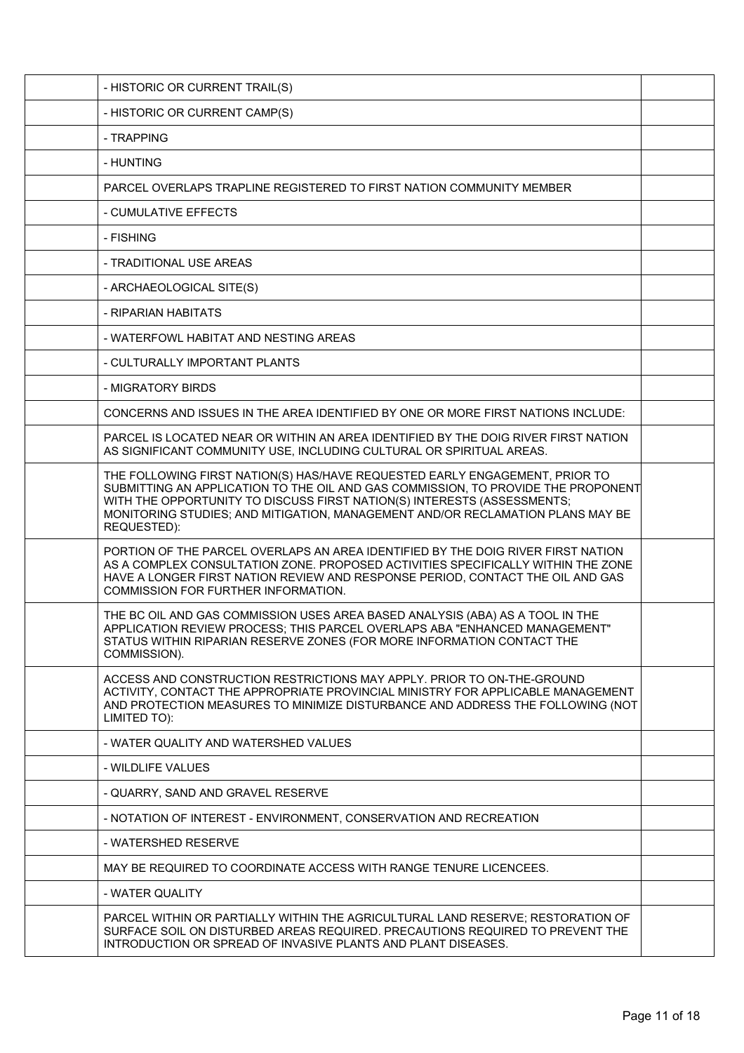| | | |
|---|---|---|
| | - HISTORIC OR CURRENT TRAIL(S) | |
| | - HISTORIC OR CURRENT CAMP(S) | |
| | - TRAPPING | |
| | - HUNTING | |
| | PARCEL OVERLAPS TRAPLINE REGISTERED TO FIRST NATION COMMUNITY MEMBER | |
| | - CUMULATIVE EFFECTS | |
| | - FISHING | |
| | - TRADITIONAL USE AREAS | |
| | - ARCHAEOLOGICAL SITE(S) | |
| | - RIPARIAN HABITATS | |
| | - WATERFOWL HABITAT AND NESTING AREAS | |
| | - CULTURALLY IMPORTANT PLANTS | |
| | - MIGRATORY BIRDS | |
| | CONCERNS AND ISSUES IN THE AREA IDENTIFIED BY ONE OR MORE FIRST NATIONS INCLUDE: | |
| | PARCEL IS LOCATED NEAR OR WITHIN AN AREA IDENTIFIED BY THE DOIG RIVER FIRST NATION AS SIGNIFICANT COMMUNITY USE, INCLUDING CULTURAL OR SPIRITUAL AREAS. | |
| | THE FOLLOWING FIRST NATION(S) HAS/HAVE REQUESTED EARLY ENGAGEMENT, PRIOR TO SUBMITTING AN APPLICATION TO THE OIL AND GAS COMMISSION, TO PROVIDE THE PROPONENT WITH THE OPPORTUNITY TO DISCUSS FIRST NATION(S) INTERESTS (ASSESSMENTS; MONITORING STUDIES; AND MITIGATION, MANAGEMENT AND/OR RECLAMATION PLANS MAY BE REQUESTED): | |
| | PORTION OF THE PARCEL OVERLAPS AN AREA IDENTIFIED BY THE DOIG RIVER FIRST NATION AS A COMPLEX CONSULTATION ZONE. PROPOSED ACTIVITIES SPECIFICALLY WITHIN THE ZONE HAVE A LONGER FIRST NATION REVIEW AND RESPONSE PERIOD, CONTACT THE OIL AND GAS COMMISSION FOR FURTHER INFORMATION. | |
| | THE BC OIL AND GAS COMMISSION USES AREA BASED ANALYSIS (ABA) AS A TOOL IN THE APPLICATION REVIEW PROCESS; THIS PARCEL OVERLAPS ABA "ENHANCED MANAGEMENT" STATUS WITHIN RIPARIAN RESERVE ZONES (FOR MORE INFORMATION CONTACT THE COMMISSION). | |
| | ACCESS AND CONSTRUCTION RESTRICTIONS MAY APPLY. PRIOR TO ON-THE-GROUND ACTIVITY, CONTACT THE APPROPRIATE PROVINCIAL MINISTRY FOR APPLICABLE MANAGEMENT AND PROTECTION MEASURES TO MINIMIZE DISTURBANCE AND ADDRESS THE FOLLOWING (NOT LIMITED TO): | |
| | - WATER QUALITY AND WATERSHED VALUES | |
| | - WILDLIFE VALUES | |
| | - QUARRY, SAND AND GRAVEL RESERVE | |
| | - NOTATION OF INTEREST - ENVIRONMENT, CONSERVATION AND RECREATION | |
| | - WATERSHED RESERVE | |
| | MAY BE REQUIRED TO COORDINATE ACCESS WITH RANGE TENURE LICENCEES. | |
| | - WATER QUALITY | |
| | PARCEL WITHIN OR PARTIALLY WITHIN THE AGRICULTURAL LAND RESERVE; RESTORATION OF SURFACE SOIL ON DISTURBED AREAS REQUIRED. PRECAUTIONS REQUIRED TO PREVENT THE INTRODUCTION OR SPREAD OF INVASIVE PLANTS AND PLANT DISEASES. | |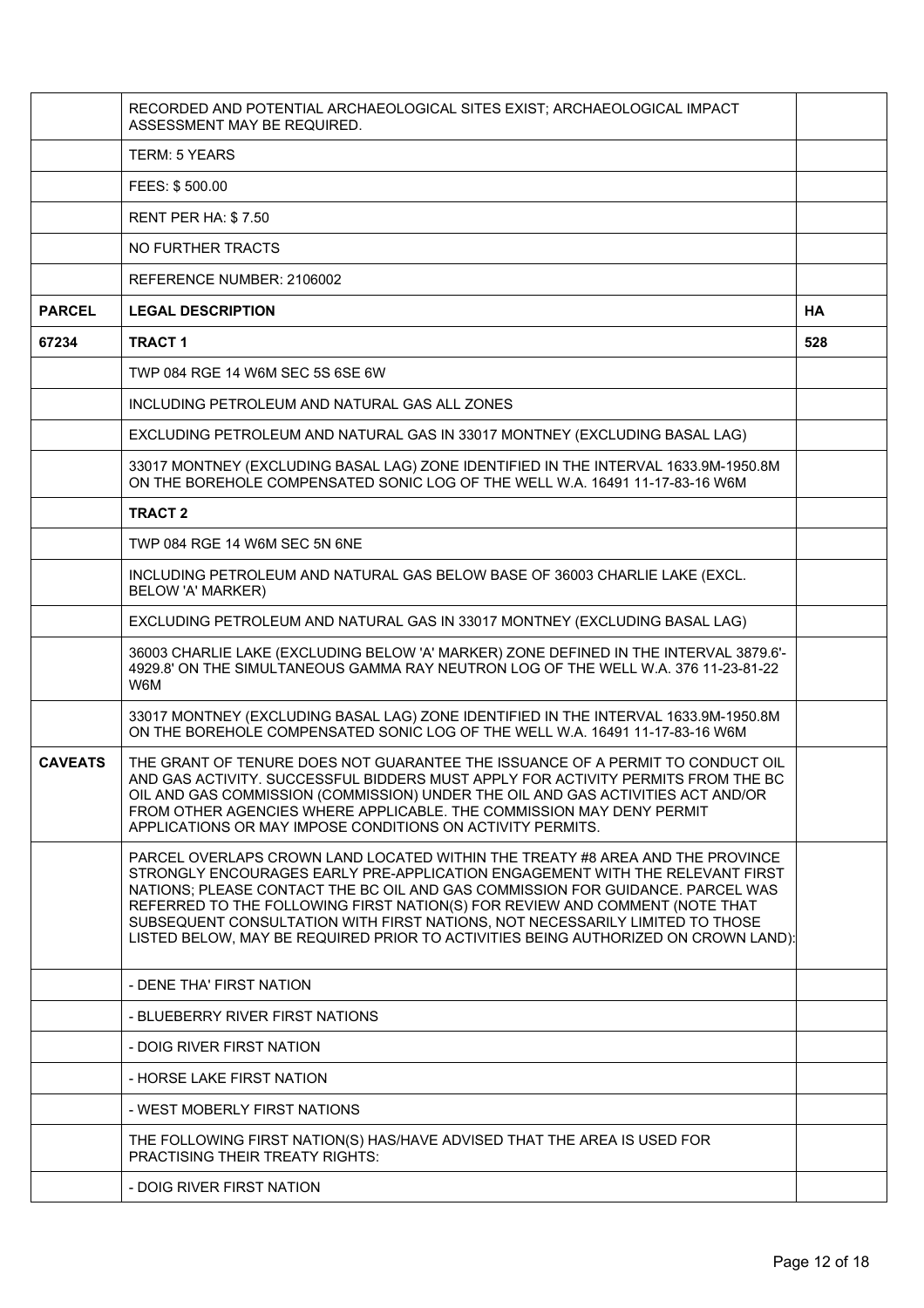|  | RECORDED AND POTENTIAL ARCHAEOLOGICAL SITES EXIST; ARCHAEOLOGICAL IMPACT ASSESSMENT MAY BE REQUIRED. |  |
|---|---|---|
|  | TERM: 5 YEARS |  |
|  | FEES: $ 500.00 |  |
|  | RENT PER HA: $ 7.50 |  |
|  | NO FURTHER TRACTS |  |
|  | REFERENCE NUMBER: 2106002 |  |
| **PARCEL** | **LEGAL DESCRIPTION** | **HA** |
| **67234** | **TRACT 1** | **528** |
|  | TWP 084 RGE 14 W6M SEC 5S 6SE 6W |  |
|  | INCLUDING PETROLEUM AND NATURAL GAS ALL ZONES |  |
|  | EXCLUDING PETROLEUM AND NATURAL GAS IN 33017 MONTNEY (EXCLUDING BASAL LAG) |  |
|  | 33017 MONTNEY (EXCLUDING BASAL LAG) ZONE IDENTIFIED IN THE INTERVAL 1633.9M-1950.8M ON THE BOREHOLE COMPENSATED SONIC LOG OF THE WELL W.A. 16491 11-17-83-16 W6M |  |
|  | **TRACT 2** |  |
|  | TWP 084 RGE 14 W6M SEC 5N 6NE |  |
|  | INCLUDING PETROLEUM AND NATURAL GAS BELOW BASE OF 36003 CHARLIE LAKE (EXCL. BELOW 'A' MARKER) |  |
|  | EXCLUDING PETROLEUM AND NATURAL GAS IN 33017 MONTNEY (EXCLUDING BASAL LAG) |  |
|  | 36003 CHARLIE LAKE (EXCLUDING BELOW 'A' MARKER) ZONE DEFINED IN THE INTERVAL 3879.6'-4929.8' ON THE SIMULTANEOUS GAMMA RAY NEUTRON LOG OF THE WELL W.A. 376 11-23-81-22 W6M |  |
|  | 33017 MONTNEY (EXCLUDING BASAL LAG) ZONE IDENTIFIED IN THE INTERVAL 1633.9M-1950.8M ON THE BOREHOLE COMPENSATED SONIC LOG OF THE WELL W.A. 16491 11-17-83-16 W6M |  |
| **CAVEATS** | THE GRANT OF TENURE DOES NOT GUARANTEE THE ISSUANCE OF A PERMIT TO CONDUCT OIL AND GAS ACTIVITY. SUCCESSFUL BIDDERS MUST APPLY FOR ACTIVITY PERMITS FROM THE BC OIL AND GAS COMMISSION (COMMISSION) UNDER THE OIL AND GAS ACTIVITIES ACT AND/OR FROM OTHER AGENCIES WHERE APPLICABLE. THE COMMISSION MAY DENY PERMIT APPLICATIONS OR MAY IMPOSE CONDITIONS ON ACTIVITY PERMITS. |  |
|  | PARCEL OVERLAPS CROWN LAND LOCATED WITHIN THE TREATY #8 AREA AND THE PROVINCE STRONGLY ENCOURAGES EARLY PRE-APPLICATION ENGAGEMENT WITH THE RELEVANT FIRST NATIONS; PLEASE CONTACT THE BC OIL AND GAS COMMISSION FOR GUIDANCE. PARCEL WAS REFERRED TO THE FOLLOWING FIRST NATION(S) FOR REVIEW AND COMMENT (NOTE THAT SUBSEQUENT CONSULTATION WITH FIRST NATIONS, NOT NECESSARILY LIMITED TO THOSE LISTED BELOW, MAY BE REQUIRED PRIOR TO ACTIVITIES BEING AUTHORIZED ON CROWN LAND): |  |
|  | - DENE THA' FIRST NATION |  |
|  | - BLUEBERRY RIVER FIRST NATIONS |  |
|  | - DOIG RIVER FIRST NATION |  |
|  | - HORSE LAKE FIRST NATION |  |
|  | - WEST MOBERLY FIRST NATIONS |  |
|  | THE FOLLOWING FIRST NATION(S) HAS/HAVE ADVISED THAT THE AREA IS USED FOR PRACTISING THEIR TREATY RIGHTS: |  |
|  | - DOIG RIVER FIRST NATION |  |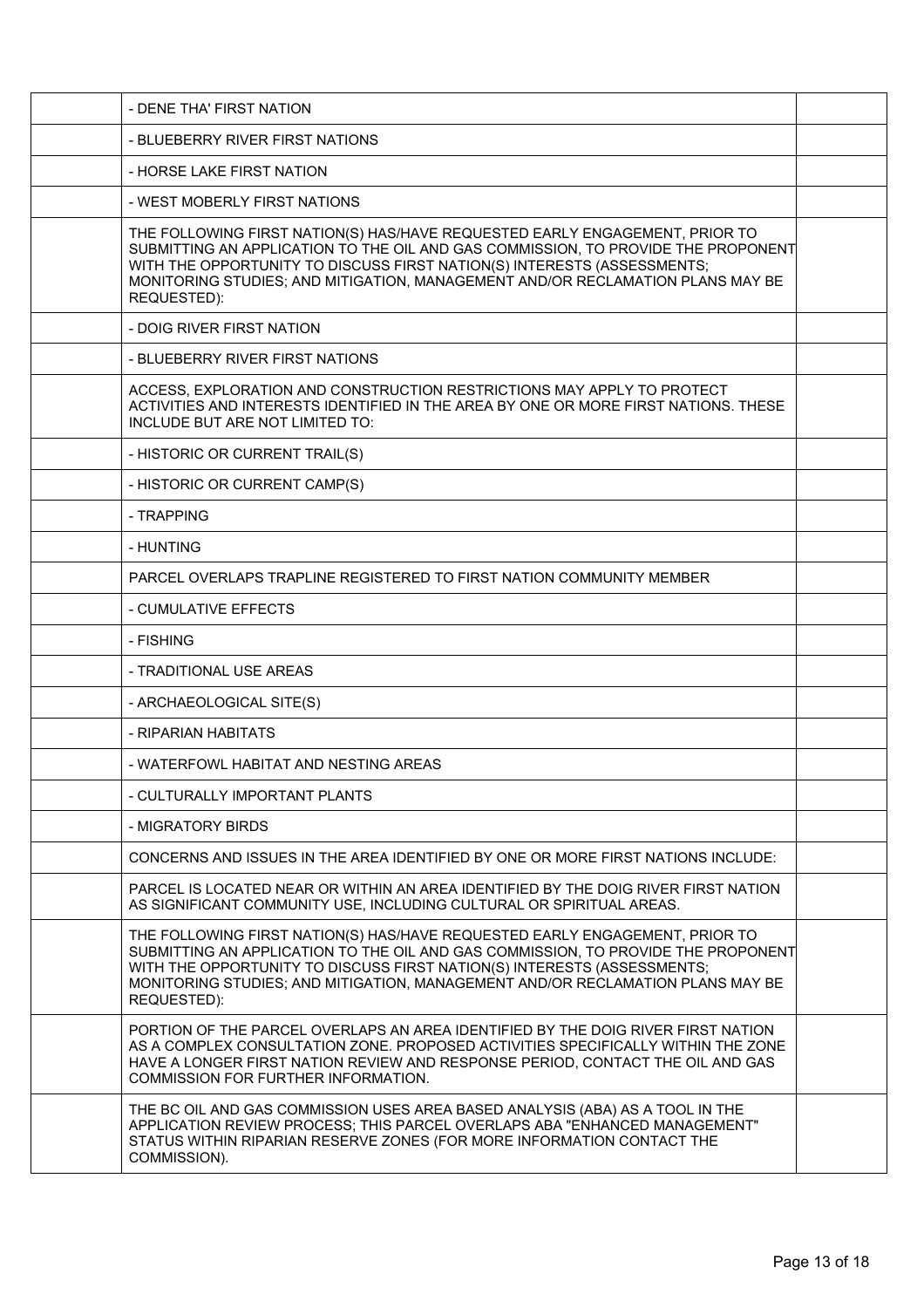| | | |
|---|---|---|
| | - DENE THA' FIRST NATION | |
| | - BLUEBERRY RIVER FIRST NATIONS | |
| | - HORSE LAKE FIRST NATION | |
| | - WEST MOBERLY FIRST NATIONS | |
| | THE FOLLOWING FIRST NATION(S) HAS/HAVE REQUESTED EARLY ENGAGEMENT, PRIOR TO SUBMITTING AN APPLICATION TO THE OIL AND GAS COMMISSION, TO PROVIDE THE PROPONENT WITH THE OPPORTUNITY TO DISCUSS FIRST NATION(S) INTERESTS (ASSESSMENTS; MONITORING STUDIES; AND MITIGATION, MANAGEMENT AND/OR RECLAMATION PLANS MAY BE REQUESTED): | |
| | - DOIG RIVER FIRST NATION | |
| | - BLUEBERRY RIVER FIRST NATIONS | |
| | ACCESS, EXPLORATION AND CONSTRUCTION RESTRICTIONS MAY APPLY TO PROTECT ACTIVITIES AND INTERESTS IDENTIFIED IN THE AREA BY ONE OR MORE FIRST NATIONS. THESE INCLUDE BUT ARE NOT LIMITED TO: | |
| | - HISTORIC OR CURRENT TRAIL(S) | |
| | - HISTORIC OR CURRENT CAMP(S) | |
| | - TRAPPING | |
| | - HUNTING | |
| | PARCEL OVERLAPS TRAPLINE REGISTERED TO FIRST NATION COMMUNITY MEMBER | |
| | - CUMULATIVE EFFECTS | |
| | - FISHING | |
| | - TRADITIONAL USE AREAS | |
| | - ARCHAEOLOGICAL SITE(S) | |
| | - RIPARIAN HABITATS | |
| | - WATERFOWL HABITAT AND NESTING AREAS | |
| | - CULTURALLY IMPORTANT PLANTS | |
| | - MIGRATORY BIRDS | |
| | CONCERNS AND ISSUES IN THE AREA IDENTIFIED BY ONE OR MORE FIRST NATIONS INCLUDE: | |
| | PARCEL IS LOCATED NEAR OR WITHIN AN AREA IDENTIFIED BY THE DOIG RIVER FIRST NATION AS SIGNIFICANT COMMUNITY USE, INCLUDING CULTURAL OR SPIRITUAL AREAS. | |
| | THE FOLLOWING FIRST NATION(S) HAS/HAVE REQUESTED EARLY ENGAGEMENT, PRIOR TO SUBMITTING AN APPLICATION TO THE OIL AND GAS COMMISSION, TO PROVIDE THE PROPONENT WITH THE OPPORTUNITY TO DISCUSS FIRST NATION(S) INTERESTS (ASSESSMENTS; MONITORING STUDIES; AND MITIGATION, MANAGEMENT AND/OR RECLAMATION PLANS MAY BE REQUESTED): | |
| | PORTION OF THE PARCEL OVERLAPS AN AREA IDENTIFIED BY THE DOIG RIVER FIRST NATION AS A COMPLEX CONSULTATION ZONE. PROPOSED ACTIVITIES SPECIFICALLY WITHIN THE ZONE HAVE A LONGER FIRST NATION REVIEW AND RESPONSE PERIOD, CONTACT THE OIL AND GAS COMMISSION FOR FURTHER INFORMATION. | |
| | THE BC OIL AND GAS COMMISSION USES AREA BASED ANALYSIS (ABA) AS A TOOL IN THE APPLICATION REVIEW PROCESS; THIS PARCEL OVERLAPS ABA "ENHANCED MANAGEMENT" STATUS WITHIN RIPARIAN RESERVE ZONES (FOR MORE INFORMATION CONTACT THE COMMISSION). | |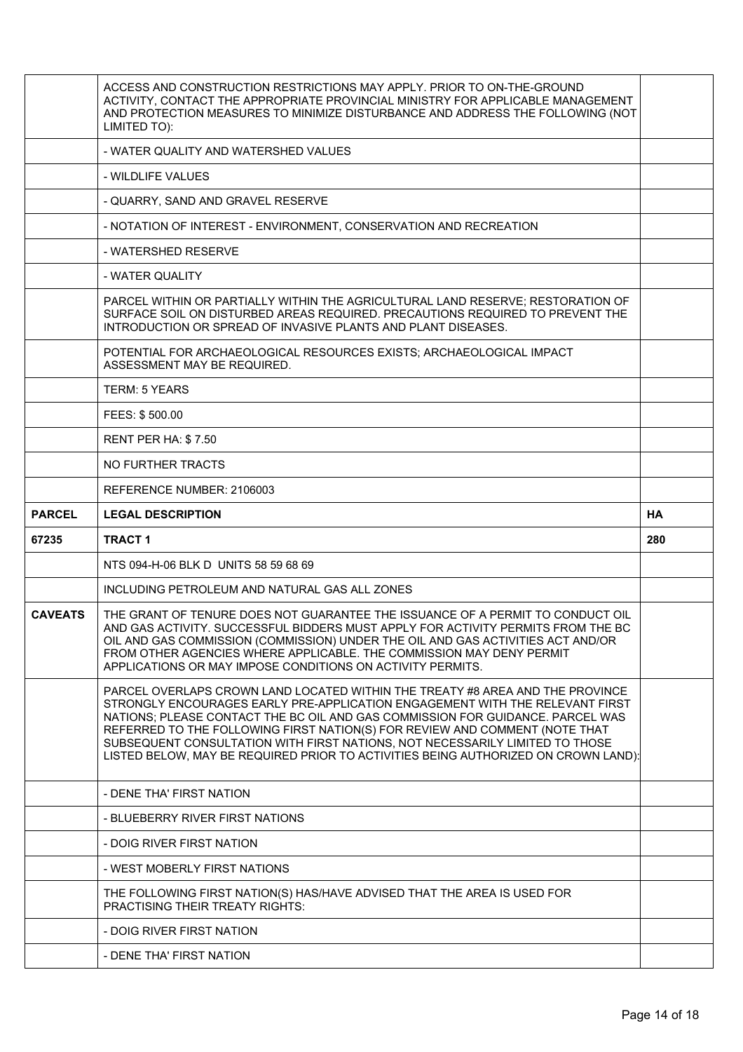| | | |
|---|---|---|
| | ACCESS AND CONSTRUCTION RESTRICTIONS MAY APPLY. PRIOR TO ON-THE-GROUND ACTIVITY, CONTACT THE APPROPRIATE PROVINCIAL MINISTRY FOR APPLICABLE MANAGEMENT AND PROTECTION MEASURES TO MINIMIZE DISTURBANCE AND ADDRESS THE FOLLOWING (NOT LIMITED TO): | |
| | - WATER QUALITY AND WATERSHED VALUES | |
| | - WILDLIFE VALUES | |
| | - QUARRY, SAND AND GRAVEL RESERVE | |
| | - NOTATION OF INTEREST - ENVIRONMENT, CONSERVATION AND RECREATION | |
| | - WATERSHED RESERVE | |
| | - WATER QUALITY | |
| | PARCEL WITHIN OR PARTIALLY WITHIN THE AGRICULTURAL LAND RESERVE; RESTORATION OF SURFACE SOIL ON DISTURBED AREAS REQUIRED. PRECAUTIONS REQUIRED TO PREVENT THE INTRODUCTION OR SPREAD OF INVASIVE PLANTS AND PLANT DISEASES. | |
| | POTENTIAL FOR ARCHAEOLOGICAL RESOURCES EXISTS; ARCHAEOLOGICAL IMPACT ASSESSMENT MAY BE REQUIRED. | |
| | TERM: 5 YEARS | |
| | FEES: $ 500.00 | |
| | RENT PER HA: $ 7.50 | |
| | NO FURTHER TRACTS | |
| | REFERENCE NUMBER: 2106003 | |
| **PARCEL** | **LEGAL DESCRIPTION** | **HA** |
| **67235** | **TRACT 1** | **280** |
| | NTS 094-H-06 BLK D UNITS 58 59 68 69 | |
| | INCLUDING PETROLEUM AND NATURAL GAS ALL ZONES | |
| **CAVEATS** | THE GRANT OF TENURE DOES NOT GUARANTEE THE ISSUANCE OF A PERMIT TO CONDUCT OIL AND GAS ACTIVITY. SUCCESSFUL BIDDERS MUST APPLY FOR ACTIVITY PERMITS FROM THE BC OIL AND GAS COMMISSION (COMMISSION) UNDER THE OIL AND GAS ACTIVITIES ACT AND/OR FROM OTHER AGENCIES WHERE APPLICABLE. THE COMMISSION MAY DENY PERMIT APPLICATIONS OR MAY IMPOSE CONDITIONS ON ACTIVITY PERMITS. | |
| | PARCEL OVERLAPS CROWN LAND LOCATED WITHIN THE TREATY #8 AREA AND THE PROVINCE STRONGLY ENCOURAGES EARLY PRE-APPLICATION ENGAGEMENT WITH THE RELEVANT FIRST NATIONS; PLEASE CONTACT THE BC OIL AND GAS COMMISSION FOR GUIDANCE. PARCEL WAS REFERRED TO THE FOLLOWING FIRST NATION(S) FOR REVIEW AND COMMENT (NOTE THAT SUBSEQUENT CONSULTATION WITH FIRST NATIONS, NOT NECESSARILY LIMITED TO THOSE LISTED BELOW, MAY BE REQUIRED PRIOR TO ACTIVITIES BEING AUTHORIZED ON CROWN LAND): | |
| | - DENE THA' FIRST NATION | |
| | - BLUEBERRY RIVER FIRST NATIONS | |
| | - DOIG RIVER FIRST NATION | |
| | - WEST MOBERLY FIRST NATIONS | |
| | THE FOLLOWING FIRST NATION(S) HAS/HAVE ADVISED THAT THE AREA IS USED FOR PRACTISING THEIR TREATY RIGHTS: | |
| | - DOIG RIVER FIRST NATION | |
| | - DENE THA' FIRST NATION | |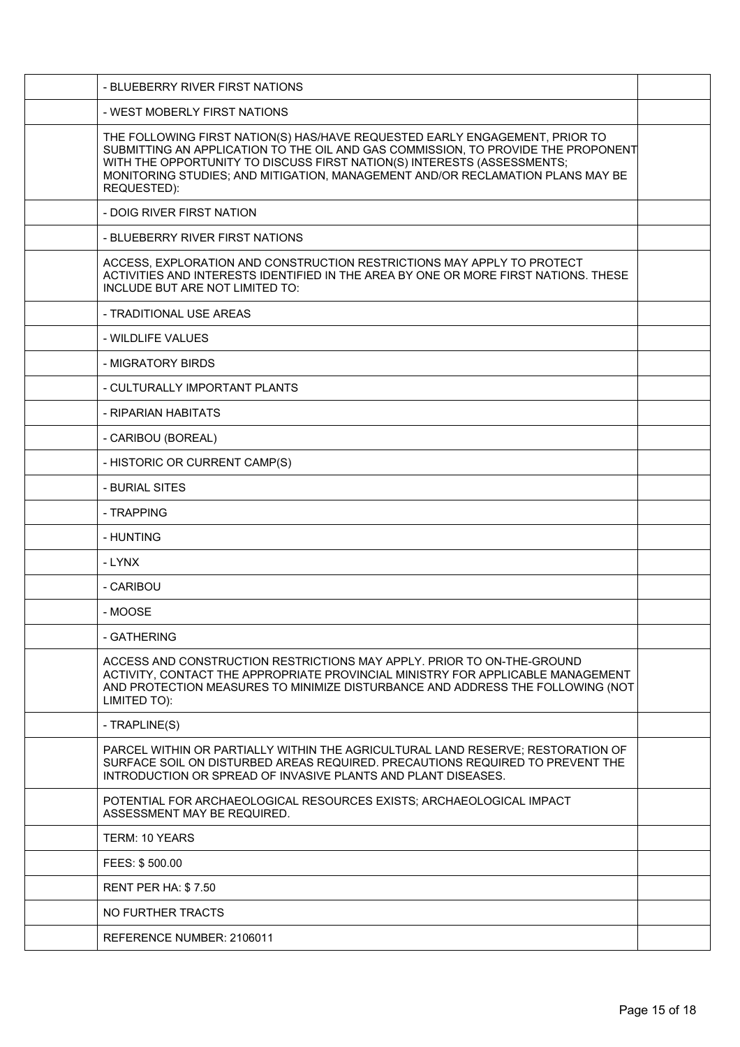| | | |
|---|---|---|
| | - BLUEBERRY RIVER FIRST NATIONS | |
| | - WEST MOBERLY FIRST NATIONS | |
| | THE FOLLOWING FIRST NATION(S) HAS/HAVE REQUESTED EARLY ENGAGEMENT, PRIOR TO SUBMITTING AN APPLICATION TO THE OIL AND GAS COMMISSION, TO PROVIDE THE PROPONENT WITH THE OPPORTUNITY TO DISCUSS FIRST NATION(S) INTERESTS (ASSESSMENTS; MONITORING STUDIES; AND MITIGATION, MANAGEMENT AND/OR RECLAMATION PLANS MAY BE REQUESTED): | |
| | - DOIG RIVER FIRST NATION | |
| | - BLUEBERRY RIVER FIRST NATIONS | |
| | ACCESS, EXPLORATION AND CONSTRUCTION RESTRICTIONS MAY APPLY TO PROTECT ACTIVITIES AND INTERESTS IDENTIFIED IN THE AREA BY ONE OR MORE FIRST NATIONS. THESE INCLUDE BUT ARE NOT LIMITED TO: | |
| | - TRADITIONAL USE AREAS | |
| | - WILDLIFE VALUES | |
| | - MIGRATORY BIRDS | |
| | - CULTURALLY IMPORTANT PLANTS | |
| | - RIPARIAN HABITATS | |
| | - CARIBOU (BOREAL) | |
| | - HISTORIC OR CURRENT CAMP(S) | |
| | - BURIAL SITES | |
| | - TRAPPING | |
| | - HUNTING | |
| | - LYNX | |
| | - CARIBOU | |
| | - MOOSE | |
| | - GATHERING | |
| | ACCESS AND CONSTRUCTION RESTRICTIONS MAY APPLY. PRIOR TO ON-THE-GROUND ACTIVITY, CONTACT THE APPROPRIATE PROVINCIAL MINISTRY FOR APPLICABLE MANAGEMENT AND PROTECTION MEASURES TO MINIMIZE DISTURBANCE AND ADDRESS THE FOLLOWING (NOT LIMITED TO): | |
| | - TRAPLINE(S) | |
| | PARCEL WITHIN OR PARTIALLY WITHIN THE AGRICULTURAL LAND RESERVE; RESTORATION OF SURFACE SOIL ON DISTURBED AREAS REQUIRED. PRECAUTIONS REQUIRED TO PREVENT THE INTRODUCTION OR SPREAD OF INVASIVE PLANTS AND PLANT DISEASES. | |
| | POTENTIAL FOR ARCHAEOLOGICAL RESOURCES EXISTS; ARCHAEOLOGICAL IMPACT ASSESSMENT MAY BE REQUIRED. | |
| | TERM: 10 YEARS | |
| | FEES: $ 500.00 | |
| | RENT PER HA: $ 7.50 | |
| | NO FURTHER TRACTS | |
| | REFERENCE NUMBER: 2106011 | |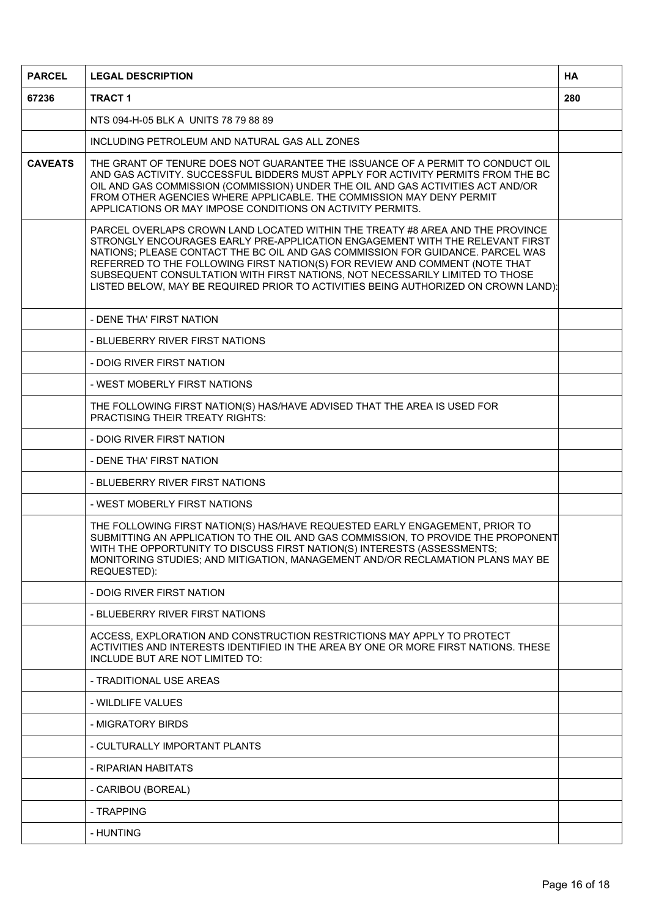| PARCEL | LEGAL DESCRIPTION | HA |
|---|---|---|
| 67236 | **TRACT 1** | 280 |
| | NTS 094-H-05 BLK A UNITS 78 79 88 89 | |
| | INCLUDING PETROLEUM AND NATURAL GAS ALL ZONES | |
| **CAVEATS** | THE GRANT OF TENURE DOES NOT GUARANTEE THE ISSUANCE OF A PERMIT TO CONDUCT OIL AND GAS ACTIVITY. SUCCESSFUL BIDDERS MUST APPLY FOR ACTIVITY PERMITS FROM THE BC OIL AND GAS COMMISSION (COMMISSION) UNDER THE OIL AND GAS ACTIVITIES ACT AND/OR FROM OTHER AGENCIES WHERE APPLICABLE. THE COMMISSION MAY DENY PERMIT APPLICATIONS OR MAY IMPOSE CONDITIONS ON ACTIVITY PERMITS. | |
| | PARCEL OVERLAPS CROWN LAND LOCATED WITHIN THE TREATY #8 AREA AND THE PROVINCE STRONGLY ENCOURAGES EARLY PRE-APPLICATION ENGAGEMENT WITH THE RELEVANT FIRST NATIONS; PLEASE CONTACT THE BC OIL AND GAS COMMISSION FOR GUIDANCE. PARCEL WAS REFERRED TO THE FOLLOWING FIRST NATION(S) FOR REVIEW AND COMMENT (NOTE THAT SUBSEQUENT CONSULTATION WITH FIRST NATIONS, NOT NECESSARILY LIMITED TO THOSE LISTED BELOW, MAY BE REQUIRED PRIOR TO ACTIVITIES BEING AUTHORIZED ON CROWN LAND): | |
| | - DENE THA' FIRST NATION | |
| | - BLUEBERRY RIVER FIRST NATIONS | |
| | - DOIG RIVER FIRST NATION | |
| | - WEST MOBERLY FIRST NATIONS | |
| | THE FOLLOWING FIRST NATION(S) HAS/HAVE ADVISED THAT THE AREA IS USED FOR PRACTISING THEIR TREATY RIGHTS: | |
| | - DOIG RIVER FIRST NATION | |
| | - DENE THA' FIRST NATION | |
| | - BLUEBERRY RIVER FIRST NATIONS | |
| | - WEST MOBERLY FIRST NATIONS | |
| | THE FOLLOWING FIRST NATION(S) HAS/HAVE REQUESTED EARLY ENGAGEMENT, PRIOR TO SUBMITTING AN APPLICATION TO THE OIL AND GAS COMMISSION, TO PROVIDE THE PROPONENT WITH THE OPPORTUNITY TO DISCUSS FIRST NATION(S) INTERESTS (ASSESSMENTS; MONITORING STUDIES; AND MITIGATION, MANAGEMENT AND/OR RECLAMATION PLANS MAY BE REQUESTED): | |
| | - DOIG RIVER FIRST NATION | |
| | - BLUEBERRY RIVER FIRST NATIONS | |
| | ACCESS, EXPLORATION AND CONSTRUCTION RESTRICTIONS MAY APPLY TO PROTECT ACTIVITIES AND INTERESTS IDENTIFIED IN THE AREA BY ONE OR MORE FIRST NATIONS. THESE INCLUDE BUT ARE NOT LIMITED TO: | |
| | - TRADITIONAL USE AREAS | |
| | - WILDLIFE VALUES | |
| | - MIGRATORY BIRDS | |
| | - CULTURALLY IMPORTANT PLANTS | |
| | - RIPARIAN HABITATS | |
| | - CARIBOU (BOREAL) | |
| | - TRAPPING | |
| | - HUNTING | |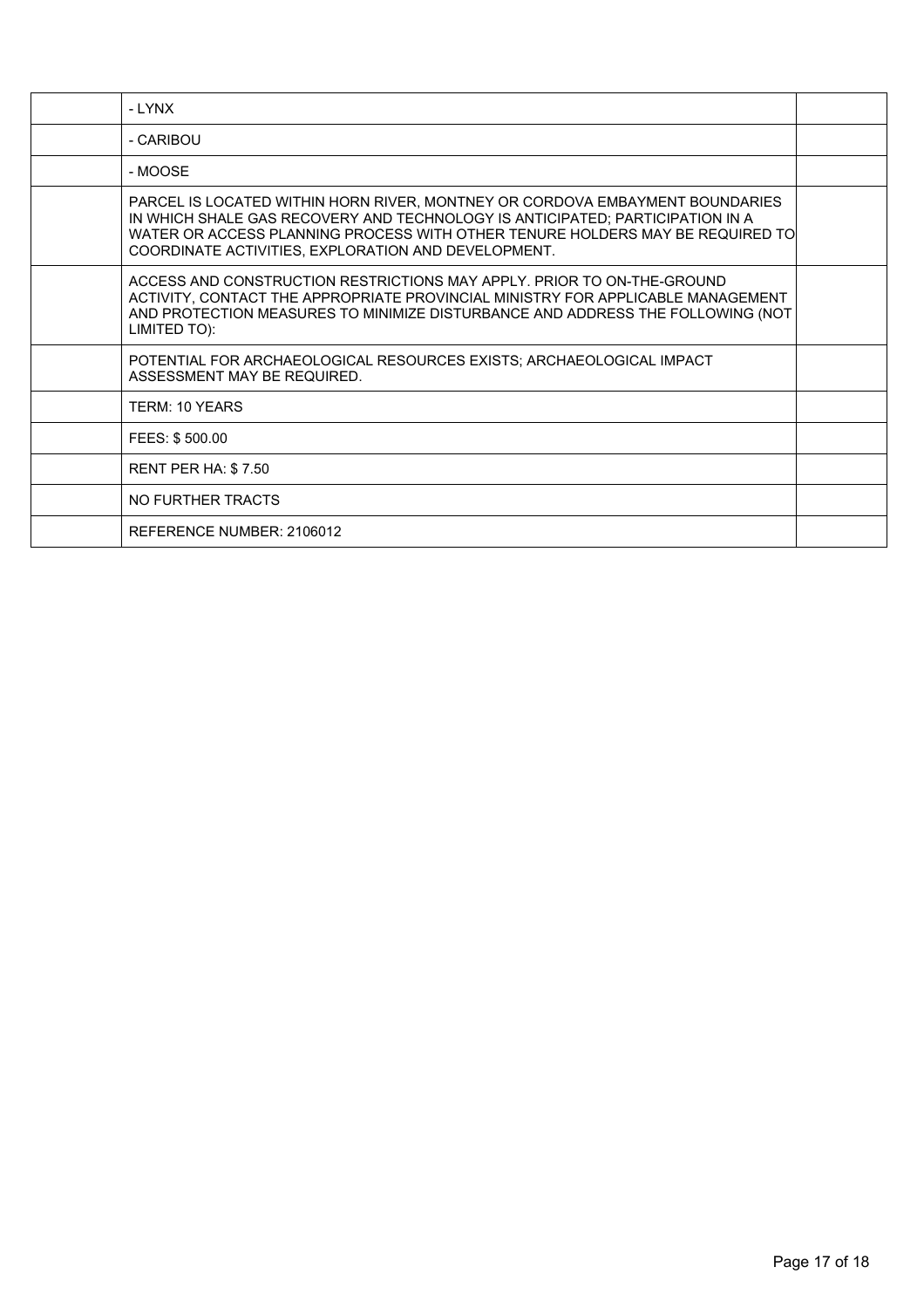| | | |
|---|---|---|
| | - LYNX | |
| | - CARIBOU | |
| | - MOOSE | |
| | PARCEL IS LOCATED WITHIN HORN RIVER, MONTNEY OR CORDOVA EMBAYMENT BOUNDARIES IN WHICH SHALE GAS RECOVERY AND TECHNOLOGY IS ANTICIPATED; PARTICIPATION IN A WATER OR ACCESS PLANNING PROCESS WITH OTHER TENURE HOLDERS MAY BE REQUIRED TO COORDINATE ACTIVITIES, EXPLORATION AND DEVELOPMENT. | |
| | ACCESS AND CONSTRUCTION RESTRICTIONS MAY APPLY. PRIOR TO ON-THE-GROUND ACTIVITY, CONTACT THE APPROPRIATE PROVINCIAL MINISTRY FOR APPLICABLE MANAGEMENT AND PROTECTION MEASURES TO MINIMIZE DISTURBANCE AND ADDRESS THE FOLLOWING (NOT LIMITED TO): | |
| | POTENTIAL FOR ARCHAEOLOGICAL RESOURCES EXISTS; ARCHAEOLOGICAL IMPACT ASSESSMENT MAY BE REQUIRED. | |
| | TERM: 10 YEARS | |
| | FEES: $ 500.00 | |
| | RENT PER HA: $ 7.50 | |
| | NO FURTHER TRACTS | |
| | REFERENCE NUMBER: 2106012 | |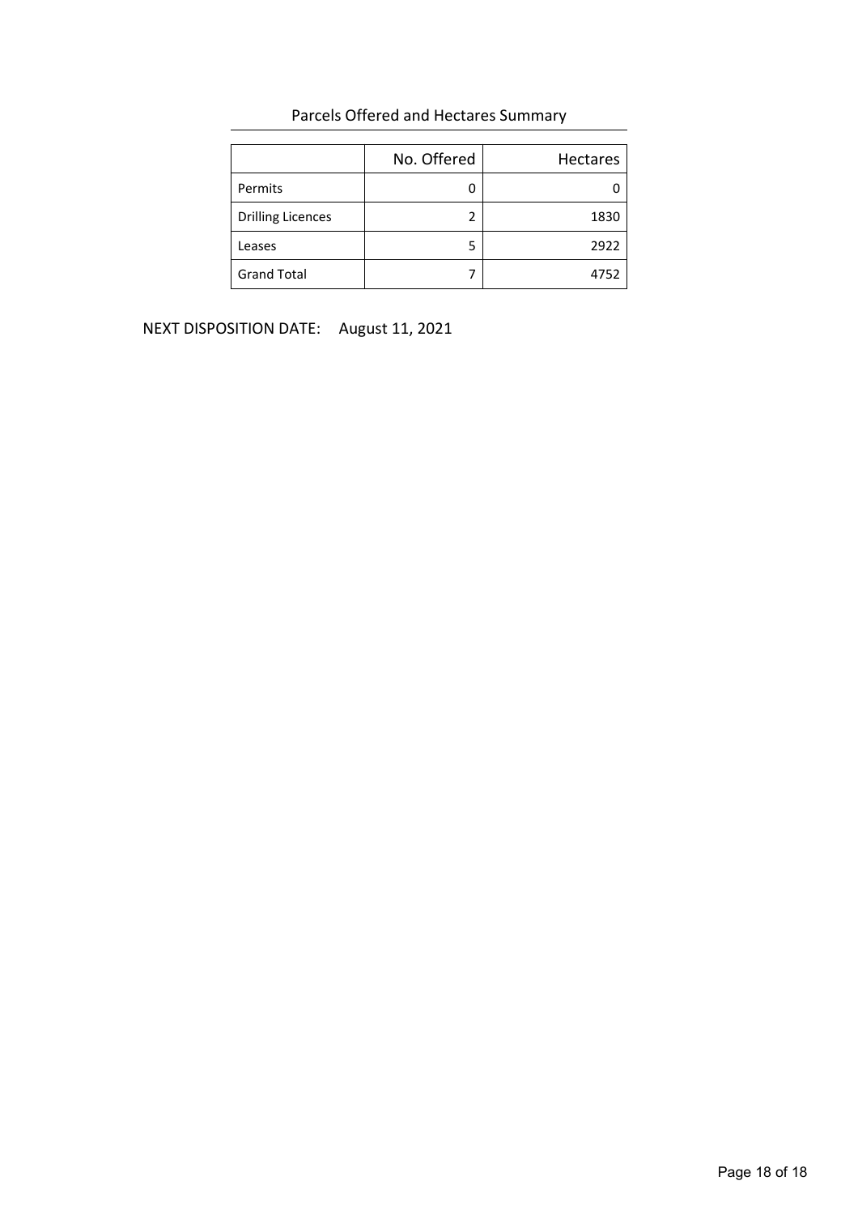Parcels Offered and Hectares Summary

| | No. Offered | Hectares |
|---|---|---|
| Permits | 0 | 0 |
| Drilling Licences | 2 | 1830 |
| Leases | 5 | 2922 |
| Grand Total | 7 | 4752 |

NEXT DISPOSITION DATE: August 11, 2021